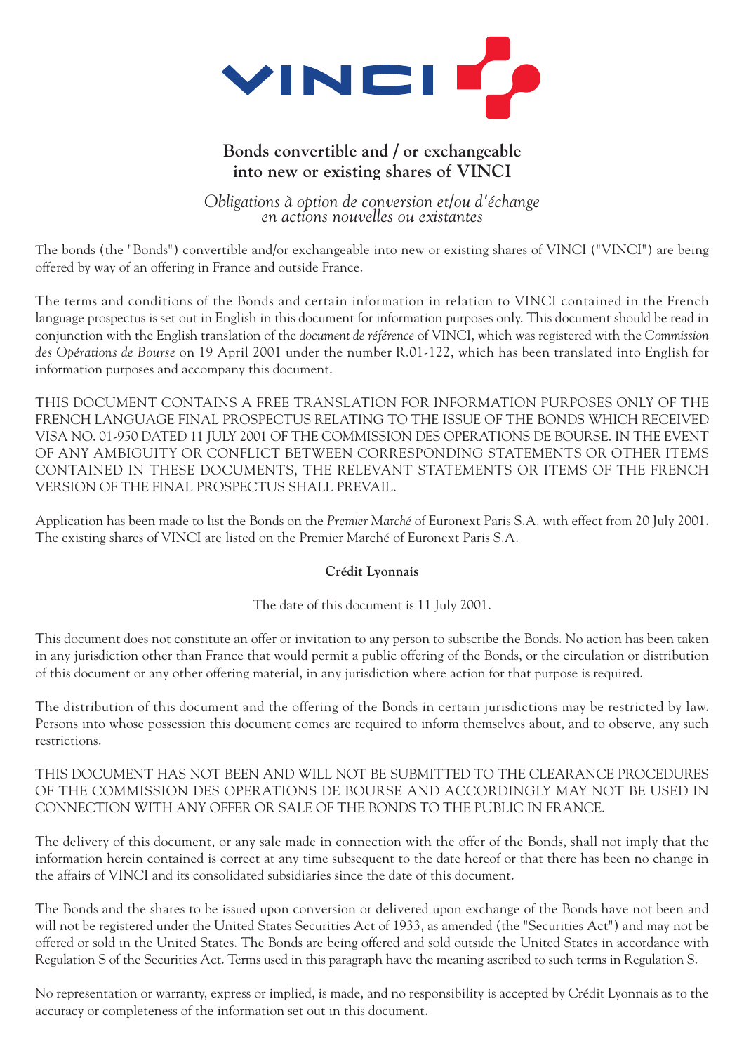VINCI

# Bonds convertible and / or exchangeable into new or existing shares of VINCI

*Obligations à option de conversion et/ou d'échange en actions nouvelles ou existantes*

The bonds (the "Bonds") convertible and/or exchangeable into new or existing shares of VINCI ("VINCI") are being offered by way of an offering in France and outside France.

The terms and conditions of the Bonds and certain information in relation to VINCI contained in the French language prospectus is set out in English in this document for information purposes only. This document should be read in conjunction with the English translation of the *document de référence* of VINCI, which was registered with the *Commission des Opérations de Bourse* on 19 April 2001 under the number R.01-122, which has been translated into English for information purposes and accompany this document.

THIS DOCUMENT CONTAINS A FREE TRANSLATION FOR INFORMATION PURPOSES ONLY OF THE FRENCH LANGUAGE FINAL PROSPECTUS RELATING TO THE ISSUE OF THE BONDS WHICH RECEIVED VISA NO. 01-950 DATED 11 JULY 2001 OF THE COMMISSION DES OPERATIONS DE BOURSE. IN THE EVENT OF ANY AMBIGUITY OR CONFLICT BETWEEN CORRESPONDING STATEMENTS OR OTHER ITEMS CONTAINED IN THESE DOCUMENTS, THE RELEVANT STATEMENTS OR ITEMS OF THE FRENCH VERSION OF THE FINAL PROSPECTUS SHALL PREVAIL.

Application has been made to list the Bonds on the *Premier Marché* of Euronext Paris S.A. with effect from 20 July 2001. The existing shares of VINCI are listed on the Premier Marché of Euronext Paris S.A.

**Crédit Lyonnais**

The date of this document is 11 July 2001.

This document does not constitute an offer or invitation to any person to subscribe the Bonds. No action has been taken in any jurisdiction other than France that would permit a public offering of the Bonds, or the circulation or distribution of this document or any other offering material, in any jurisdiction where action for that purpose is required.

The distribution of this document and the offering of the Bonds in certain jurisdictions may be restricted by law. Persons into whose possession this document comes are required to inform themselves about, and to observe, any such restrictions.

THIS DOCUMENT HAS NOT BEEN AND WILL NOT BE SUBMITTED TO THE CLEARANCE PROCEDURES OF THE COMMISSION DES OPERATIONS DE BOURSE AND ACCORDINGLY MAY NOT BE USED IN CONNECTION WITH ANY OFFER OR SALE OF THE BONDS TO THE PUBLIC IN FRANCE.

The delivery of this document, or any sale made in connection with the offer of the Bonds, shall not imply that the information herein contained is correct at any time subsequent to the date hereof or that there has been no change in the affairs of VINCI and its consolidated subsidiaries since the date of this document.

The Bonds and the shares to be issued upon conversion or delivered upon exchange of the Bonds have not been and will not be registered under the United States Securities Act of 1933, as amended (the "Securities Act") and may not be offered or sold in the United States. The Bonds are being offered and sold outside the United States in accordance with Regulation S of the Securities Act. Terms used in this paragraph have the meaning ascribed to such terms in Regulation S.

No representation or warranty, express or implied, is made, and no responsibility is accepted by Crédit Lyonnais as to the accuracy or completeness of the information set out in this document.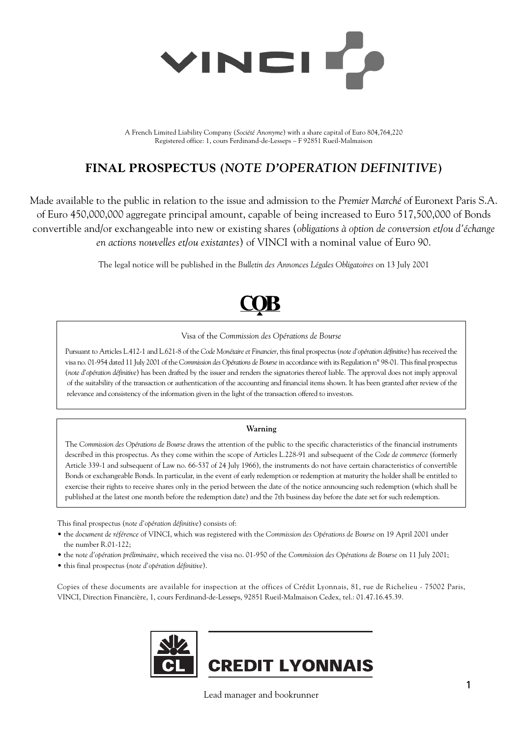VINCI

A French Limited Liability Company (*Société Anonyme*) with a share capital of Euro 804,764,220
Registered office: 1, cours Ferdinand-de-Lesseps – F 92851 Rueil-Malmaison

# FINAL PROSPECTUS (*NOTE D'OPERATION DEFINITIVE*)

Made available to the public in relation to the issue and admission to the *Premier Marché* of Euronext Paris S.A. of Euro 450,000,000 aggregate principal amount, capable of being increased to Euro 517,500,000 of Bonds convertible and/or exchangeable into new or existing shares (*obligations à option de conversion et/ou d'échange en actions nouvelles et/ou existantes*) of VINCI with a nominal value of Euro 90.

The legal notice will be published in the *Bulletin des Annonces Légales Obligatoires* on 13 July 2001

COB

Visa of the *Commission des Opérations de Bourse*

Pursuant to Articles L.412-1 and L.621-8 of the *Code Monétaire et Financier*, this final prospectus (*note d'opération définitive*) has received the visa no. 01-954 dated 11 July 2001 of the *Commission des Opérations de Bourse* in accordance with its Regulation n° 98-01. This final prospectus (*note d'opération définitive*) has been drafted by the issuer and renders the signatories thereof liable. The approval does not imply approval of the suitability of the transaction or authentication of the accounting and financial items shown. It has been granted after review of the relevance and consistency of the information given in the light of the transaction offered to investors.

**Warning**

The *Commission des Opérations de Bourse* draws the attention of the public to the specific characteristics of the financial instruments described in this prospectus. As they come within the scope of Articles L.228-91 and subsequent of the *Code de commerce* (formerly Article 339-1 and subsequent of Law no. 66-537 of 24 July 1966), the instruments do not have certain characteristics of convertible Bonds or exchangeable Bonds. In particular, in the event of early redemption or redemption at maturity the holder shall be entitled to exercise their rights to receive shares only in the period between the date of the notice announcing such redemption (which shall be published at the latest one month before the redemption date) and the 7th business day before the date set for such redemption.

This final prospectus (*note d'opération définitive*) consists of:

- the *document de référence* of VINCI, which was registered with the *Commission des Opérations de Bourse* on 19 April 2001 under the number R.01-122;
- the *note d'opération préliminaire*, which received the visa no. 01-950 of the *Commission des Opérations de Bourse* on 11 July 2001;
- this final prospectus (*note d'opération définitive*).

Copies of these documents are available for inspection at the offices of Crédit Lyonnais, 81, rue de Richelieu - 75002 Paris, VINCI, Direction Financière, 1, cours Ferdinand-de-Lesseps, 92851 Rueil-Malmaison Cedex, tel.: 01.47.16.45.39.

CL CREDIT LYONNAIS

Lead manager and bookrunner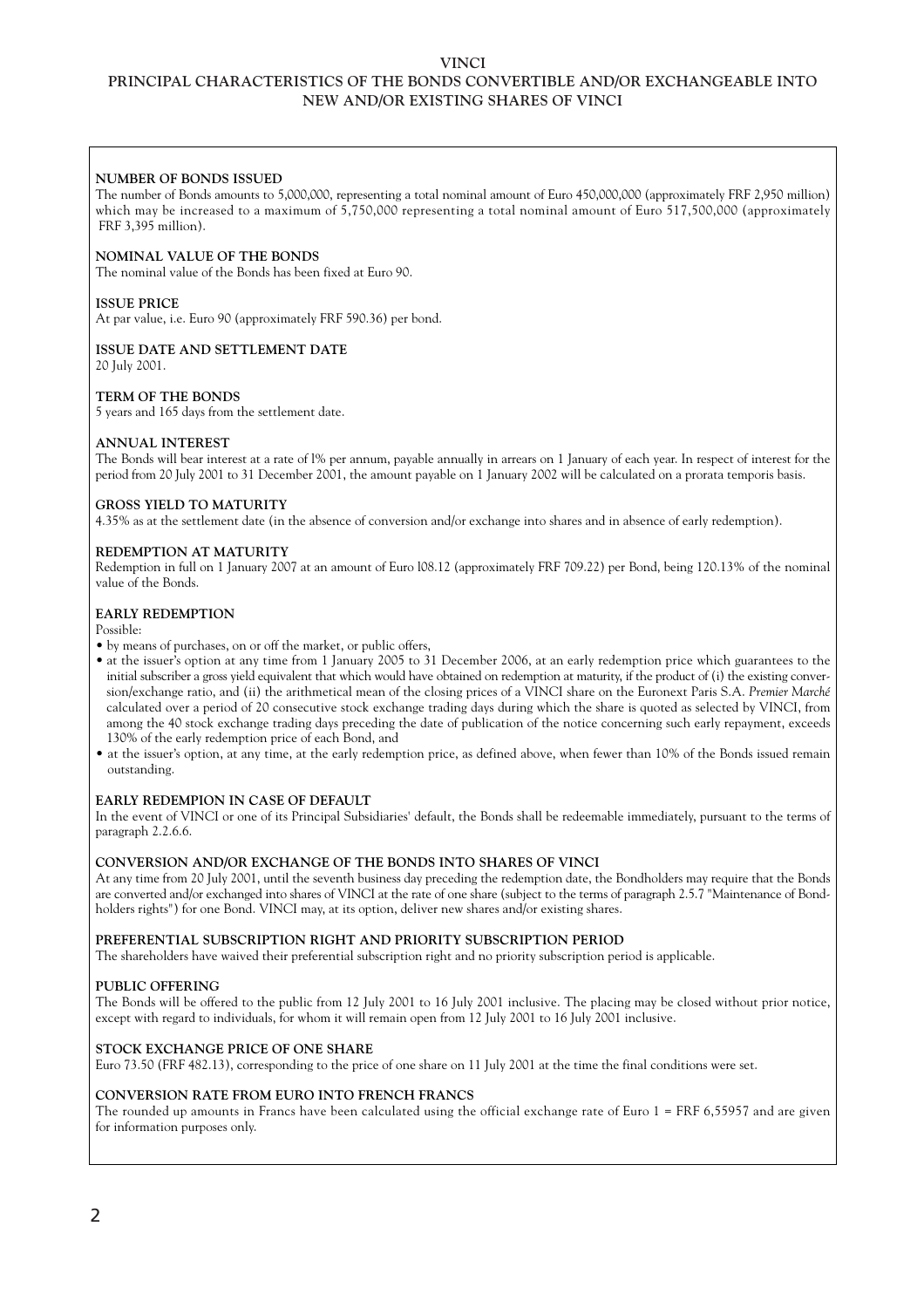# VINCI

## PRINCIPAL CHARACTERISTICS OF THE BONDS CONVERTIBLE AND/OR EXCHANGEABLE INTO NEW AND/OR EXISTING SHARES OF VINCI

**NUMBER OF BONDS ISSUED**

The number of Bonds amounts to 5,000,000, representing a total nominal amount of Euro 450,000,000 (approximately FRF 2,950 million) which may be increased to a maximum of 5,750,000 representing a total nominal amount of Euro 517,500,000 (approximately FRF 3,395 million).

**NOMINAL VALUE OF THE BONDS**

The nominal value of the Bonds has been fixed at Euro 90.

**ISSUE PRICE**

At par value, i.e. Euro 90 (approximately FRF 590.36) per bond.

**ISSUE DATE AND SETTLEMENT DATE**

20 July 2001.

**TERM OF THE BONDS**

5 years and 165 days from the settlement date.

**ANNUAL INTEREST**

The Bonds will bear interest at a rate of 1% per annum, payable annually in arrears on 1 January of each year. In respect of interest for the period from 20 July 2001 to 31 December 2001, the amount payable on 1 January 2002 will be calculated on a prorata temporis basis.

**GROSS YIELD TO MATURITY**

4.35% as at the settlement date (in the absence of conversion and/or exchange into shares and in absence of early redemption).

**REDEMPTION AT MATURITY**

Redemption in full on 1 January 2007 at an amount of Euro 108.12 (approximately FRF 709.22) per Bond, being 120.13% of the nominal value of the Bonds.

**EARLY REDEMPTION**

Possible:

- by means of purchases, on or off the market, or public offers,
- at the issuer's option at any time from 1 January 2005 to 31 December 2006, at an early redemption price which guarantees to the initial subscriber a gross yield equivalent that which would have obtained on redemption at maturity, if the product of (i) the existing conversion/exchange ratio, and (ii) the arithmetical mean of the closing prices of a VINCI share on the Euronext Paris S.A. *Premier Marché* calculated over a period of 20 consecutive stock exchange trading days during which the share is quoted as selected by VINCI, from among the 40 stock exchange trading days preceding the date of publication of the notice concerning such early repayment, exceeds 130% of the early redemption price of each Bond, and
- at the issuer's option, at any time, at the early redemption price, as defined above, when fewer than 10% of the Bonds issued remain outstanding.

**EARLY REDEMPION IN CASE OF DEFAULT**

In the event of VINCI or one of its Principal Subsidiaries' default, the Bonds shall be redeemable immediately, pursuant to the terms of paragraph 2.2.6.6.

**CONVERSION AND/OR EXCHANGE OF THE BONDS INTO SHARES OF VINCI**

At any time from 20 July 2001, until the seventh business day preceding the redemption date, the Bondholders may require that the Bonds are converted and/or exchanged into shares of VINCI at the rate of one share (subject to the terms of paragraph 2.5.7 "Maintenance of Bondholders rights") for one Bond. VINCI may, at its option, deliver new shares and/or existing shares.

**PREFERENTIAL SUBSCRIPTION RIGHT AND PRIORITY SUBSCRIPTION PERIOD**

The shareholders have waived their preferential subscription right and no priority subscription period is applicable.

**PUBLIC OFFERING**

The Bonds will be offered to the public from 12 July 2001 to 16 July 2001 inclusive. The placing may be closed without prior notice, except with regard to individuals, for whom it will remain open from 12 July 2001 to 16 July 2001 inclusive.

**STOCK EXCHANGE PRICE OF ONE SHARE**

Euro 73.50 (FRF 482.13), corresponding to the price of one share on 11 July 2001 at the time the final conditions were set.

**CONVERSION RATE FROM EURO INTO FRENCH FRANCS**

The rounded up amounts in Francs have been calculated using the official exchange rate of Euro 1 = FRF 6,55957 and are given for information purposes only.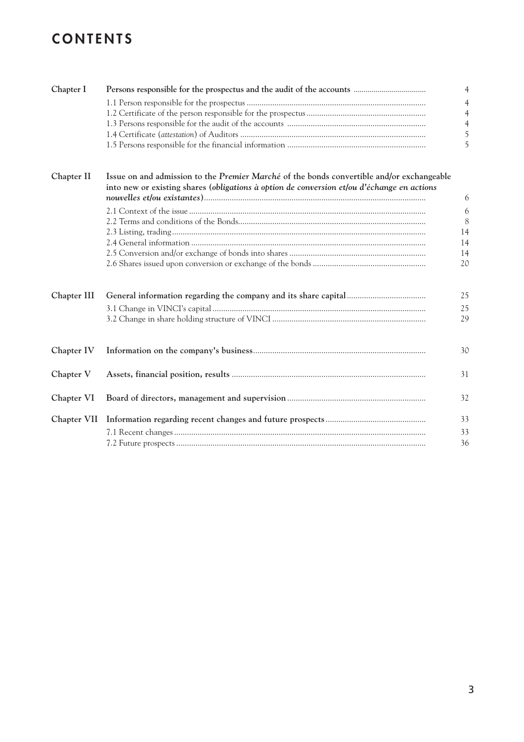# CONTENTS

| | | |
|---|---|---|
| **Chapter I** | **Persons responsible for the prospectus and the audit of the accounts** | 4 |
| | 1.1 Person responsible for the prospectus | 4 |
| | 1.2 Certificate of the person responsible for the prospectus | 4 |
| | 1.3 Persons responsible for the audit of the accounts | 4 |
| | 1.4 Certificate (*attestation*) of Auditors | 5 |
| | 1.5 Persons responsible for the financial information | 5 |
| **Chapter II** | **Issue on and admission to the *Premier Marché* of the bonds convertible and/or exchangeable into new or existing shares (*obligations à option de conversion et/ou d'échange en actions nouvelles et/ou existantes*)** | 6 |
| | 2.1 Context of the issue | 6 |
| | 2.2 Terms and conditions of the Bonds | 8 |
| | 2.3 Listing, trading | 14 |
| | 2.4 General information | 14 |
| | 2.5 Conversion and/or exchange of bonds into shares | 14 |
| | 2.6 Shares issued upon conversion or exchange of the bonds | 20 |
| **Chapter III** | **General information regarding the company and its share capital** | 25 |
| | 3.1 Change in VINCI's capital | 25 |
| | 3.2 Change in share holding structure of VINCI | 29 |
| **Chapter IV** | **Information on the company's business** | 30 |
| **Chapter V** | **Assets, financial position, results** | 31 |
| **Chapter VI** | **Board of directors, management and supervision** | 32 |
| **Chapter VII** | **Information regarding recent changes and future prospects** | 33 |
| | 7.1 Recent changes | 33 |
| | 7.2 Future prospects | 36 |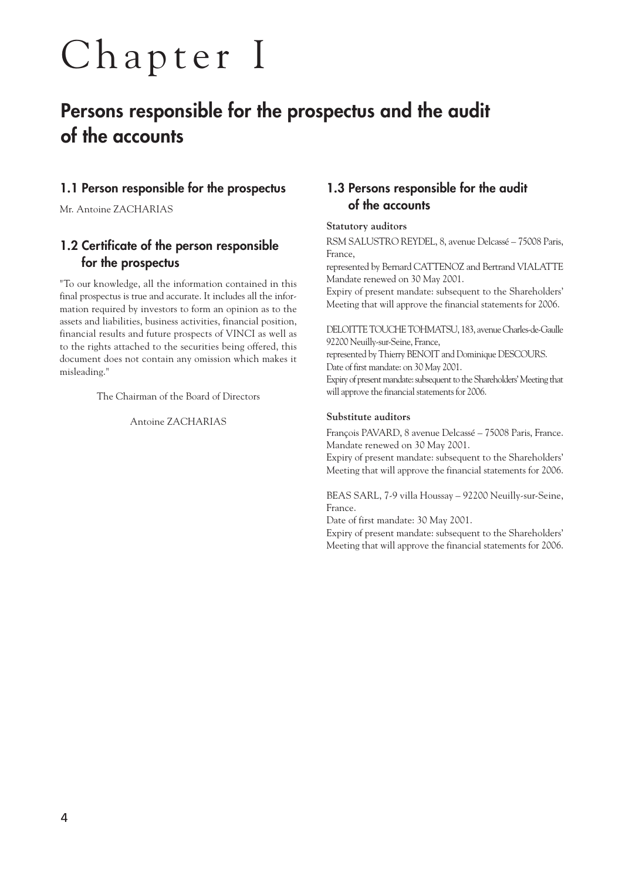# Chapter I

## Persons responsible for the prospectus and the audit of the accounts

### 1.1 Person responsible for the prospectus

Mr. Antoine ZACHARIAS

### 1.2 Certificate of the person responsible for the prospectus

"To our knowledge, all the information contained in this final prospectus is true and accurate. It includes all the information required by investors to form an opinion as to the assets and liabilities, business activities, financial position, financial results and future prospects of VINCI as well as to the rights attached to the securities being offered, this document does not contain any omission which makes it misleading."

The Chairman of the Board of Directors

Antoine ZACHARIAS

### 1.3 Persons responsible for the audit of the accounts

**Statutory auditors**

RSM SALUSTRO REYDEL, 8, avenue Delcassé – 75008 Paris, France,
represented by Bernard CATTENOZ and Bertrand VIALATTE
Mandate renewed on 30 May 2001.
Expiry of present mandate: subsequent to the Shareholders' Meeting that will approve the financial statements for 2006.

DELOITTE TOUCHE TOHMATSU, 183, avenue Charles-de-Gaulle 92200 Neuilly-sur-Seine, France,
represented by Thierry BENOIT and Dominique DESCOURS.
Date of first mandate: on 30 May 2001.
Expiry of present mandate: subsequent to the Shareholders' Meeting that will approve the financial statements for 2006.

**Substitute auditors**

François PAVARD, 8 avenue Delcassé – 75008 Paris, France.
Mandate renewed on 30 May 2001.
Expiry of present mandate: subsequent to the Shareholders' Meeting that will approve the financial statements for 2006.

BEAS SARL, 7-9 villa Houssay – 92200 Neuilly-sur-Seine, France.
Date of first mandate: 30 May 2001.
Expiry of present mandate: subsequent to the Shareholders' Meeting that will approve the financial statements for 2006.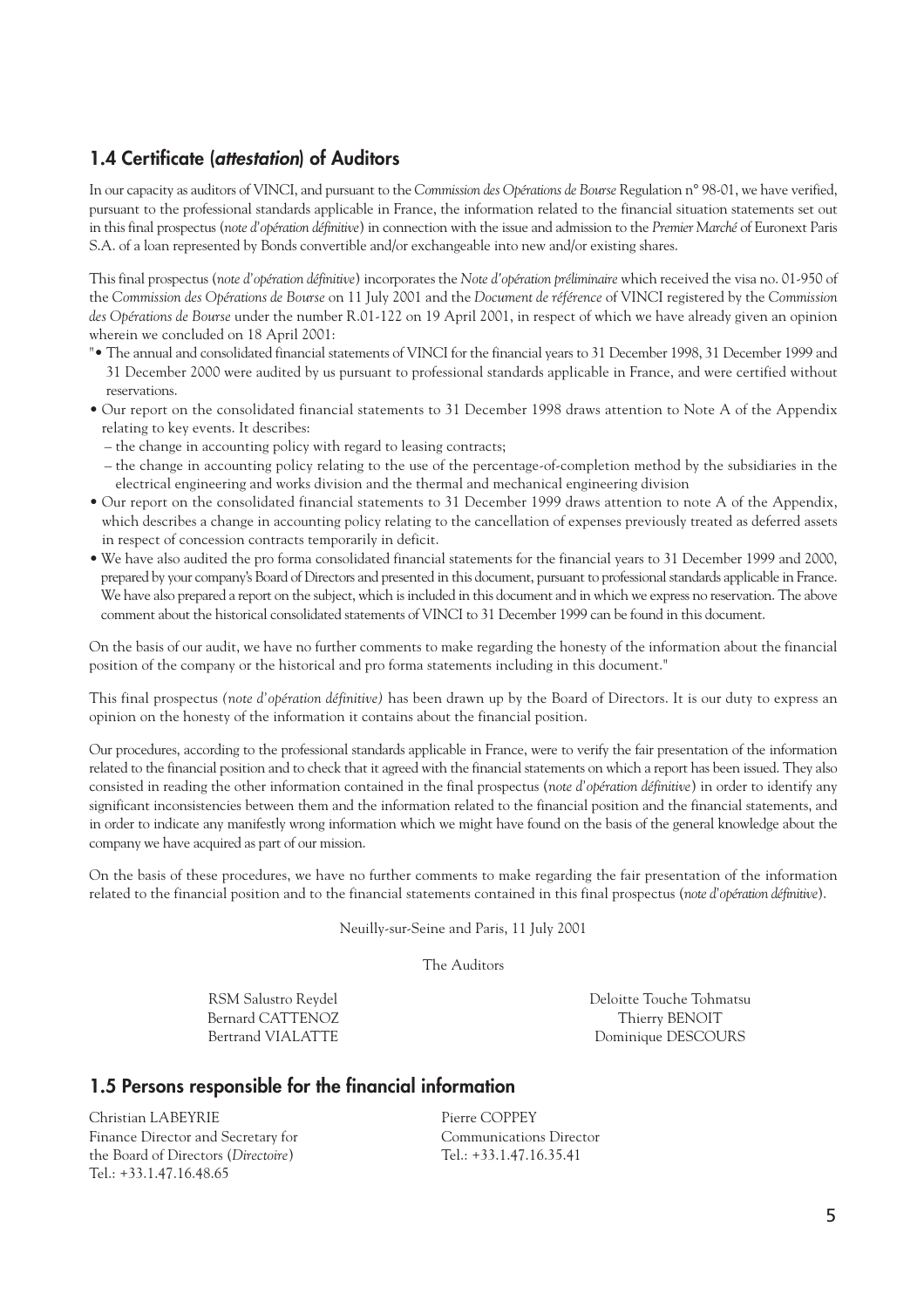## 1.4 Certificate (*attestation*) of Auditors

In our capacity as auditors of VINCI, and pursuant to the *Commission des Opérations de Bourse* Regulation n° 98-01, we have verified, pursuant to the professional standards applicable in France, the information related to the financial situation statements set out in this final prospectus (*note d'opération définitive*) in connection with the issue and admission to the *Premier Marché* of Euronext Paris S.A. of a loan represented by Bonds convertible and/or exchangeable into new and/or existing shares.

This final prospectus (*note d'opération définitive*) incorporates the *Note d'opération préliminaire* which received the visa no. 01-950 of the *Commission des Opérations de Bourse* on 11 July 2001 and the *Document de référence* of VINCI registered by the *Commission des Opérations de Bourse* under the number R.01-122 on 19 April 2001, in respect of which we have already given an opinion wherein we concluded on 18 April 2001:

"• The annual and consolidated financial statements of VINCI for the financial years to 31 December 1998, 31 December 1999 and 31 December 2000 were audited by us pursuant to professional standards applicable in France, and were certified without reservations.

- Our report on the consolidated financial statements to 31 December 1998 draws attention to Note A of the Appendix relating to key events. It describes:
  - the change in accounting policy with regard to leasing contracts;
  - the change in accounting policy relating to the use of the percentage-of-completion method by the subsidiaries in the electrical engineering and works division and the thermal and mechanical engineering division
- Our report on the consolidated financial statements to 31 December 1999 draws attention to note A of the Appendix, which describes a change in accounting policy relating to the cancellation of expenses previously treated as deferred assets in respect of concession contracts temporarily in deficit.
- We have also audited the pro forma consolidated financial statements for the financial years to 31 December 1999 and 2000, prepared by your company's Board of Directors and presented in this document, pursuant to professional standards applicable in France. We have also prepared a report on the subject, which is included in this document and in which we express no reservation. The above comment about the historical consolidated statements of VINCI to 31 December 1999 can be found in this document.

On the basis of our audit, we have no further comments to make regarding the honesty of the information about the financial position of the company or the historical and pro forma statements including in this document."

This final prospectus *(note d'opération définitive)* has been drawn up by the Board of Directors. It is our duty to express an opinion on the honesty of the information it contains about the financial position.

Our procedures, according to the professional standards applicable in France, were to verify the fair presentation of the information related to the financial position and to check that it agreed with the financial statements on which a report has been issued. They also consisted in reading the other information contained in the final prospectus (*note d'opération définitive*) in order to identify any significant inconsistencies between them and the information related to the financial position and the financial statements, and in order to indicate any manifestly wrong information which we might have found on the basis of the general knowledge about the company we have acquired as part of our mission.

On the basis of these procedures, we have no further comments to make regarding the fair presentation of the information related to the financial position and to the financial statements contained in this final prospectus (*note d'opération définitive*).

Neuilly-sur-Seine and Paris, 11 July 2001

The Auditors

RSM Salustro Reydel
Bernard CATTENOZ
Bertrand VIALATTE

Deloitte Touche Tohmatsu
Thierry BENOIT
Dominique DESCOURS

## 1.5 Persons responsible for the financial information

Christian LABEYRIE
Finance Director and Secretary for the Board of Directors (*Directoire*)
Tel.: +33.1.47.16.48.65

Pierre COPPEY
Communications Director
Tel.: +33.1.47.16.35.41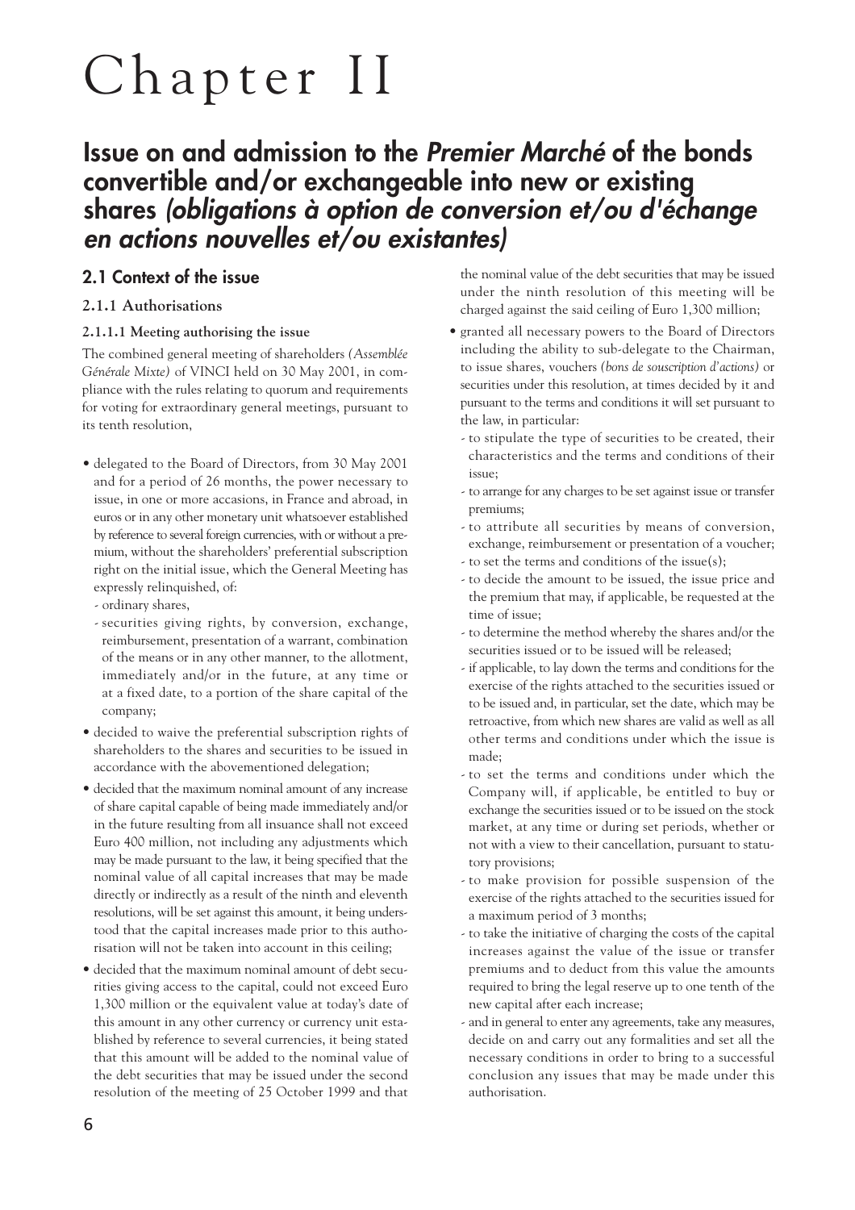# Chapter II

## Issue on and admission to the *Premier Marché* of the bonds convertible and/or exchangeable into new or existing shares *(obligations à option de conversion et/ou d'échange en actions nouvelles et/ou existantes)*

### 2.1 Context of the issue

#### 2.1.1 Authorisations

##### 2.1.1.1 Meeting authorising the issue

The combined general meeting of shareholders *(Assemblée Générale Mixte)* of VINCI held on 30 May 2001, in compliance with the rules relating to quorum and requirements for voting for extraordinary general meetings, pursuant to its tenth resolution,

- delegated to the Board of Directors, from 30 May 2001 and for a period of 26 months, the power necessary to issue, in one or more accasions, in France and abroad, in euros or in any other monetary unit whatsoever established by reference to several foreign currencies, with or without a premium, without the shareholders' preferential subscription right on the initial issue, which the General Meeting has expressly relinquished, of:
  - ordinary shares,
  - securities giving rights, by conversion, exchange, reimbursement, presentation of a warrant, combination of the means or in any other manner, to the allotment, immediately and/or in the future, at any time or at a fixed date, to a portion of the share capital of the company;
- decided to waive the preferential subscription rights of shareholders to the shares and securities to be issued in accordance with the abovementioned delegation;
- decided that the maximum nominal amount of any increase of share capital capable of being made immediately and/or in the future resulting from all insuance shall not exceed Euro 400 million, not including any adjustments which may be made pursuant to the law, it being specified that the nominal value of all capital increases that may be made directly or indirectly as a result of the ninth and eleventh resolutions, will be set against this amount, it being understood that the capital increases made prior to this authorisation will not be taken into account in this ceiling;
- decided that the maximum nominal amount of debt securities giving access to the capital, could not exceed Euro 1,300 million or the equivalent value at today's date of this amount in any other currency or currency unit established by reference to several currencies, it being stated that this amount will be added to the nominal value of the debt securities that may be issued under the second resolution of the meeting of 25 October 1999 and that the nominal value of the debt securities that may be issued under the ninth resolution of this meeting will be charged against the said ceiling of Euro 1,300 million;
- granted all necessary powers to the Board of Directors including the ability to sub-delegate to the Chairman, to issue shares, vouchers *(bons de souscription d'actions)* or securities under this resolution, at times decided by it and pursuant to the terms and conditions it will set pursuant to the law, in particular:
  - to stipulate the type of securities to be created, their characteristics and the terms and conditions of their issue;
  - to arrange for any charges to be set against issue or transfer premiums;
  - to attribute all securities by means of conversion, exchange, reimbursement or presentation of a voucher;
  - to set the terms and conditions of the issue(s);
  - to decide the amount to be issued, the issue price and the premium that may, if applicable, be requested at the time of issue;
  - to determine the method whereby the shares and/or the securities issued or to be issued will be released;
  - if applicable, to lay down the terms and conditions for the exercise of the rights attached to the securities issued or to be issued and, in particular, set the date, which may be retroactive, from which new shares are valid as well as all other terms and conditions under which the issue is made;
  - to set the terms and conditions under which the Company will, if applicable, be entitled to buy or exchange the securities issued or to be issued on the stock market, at any time or during set periods, whether or not with a view to their cancellation, pursuant to statutory provisions;
  - to make provision for possible suspension of the exercise of the rights attached to the securities issued for a maximum period of 3 months;
  - to take the initiative of charging the costs of the capital increases against the value of the issue or transfer premiums and to deduct from this value the amounts required to bring the legal reserve up to one tenth of the new capital after each increase;
  - and in general to enter any agreements, take any measures, decide on and carry out any formalities and set all the necessary conditions in order to bring to a successful conclusion any issues that may be made under this authorisation.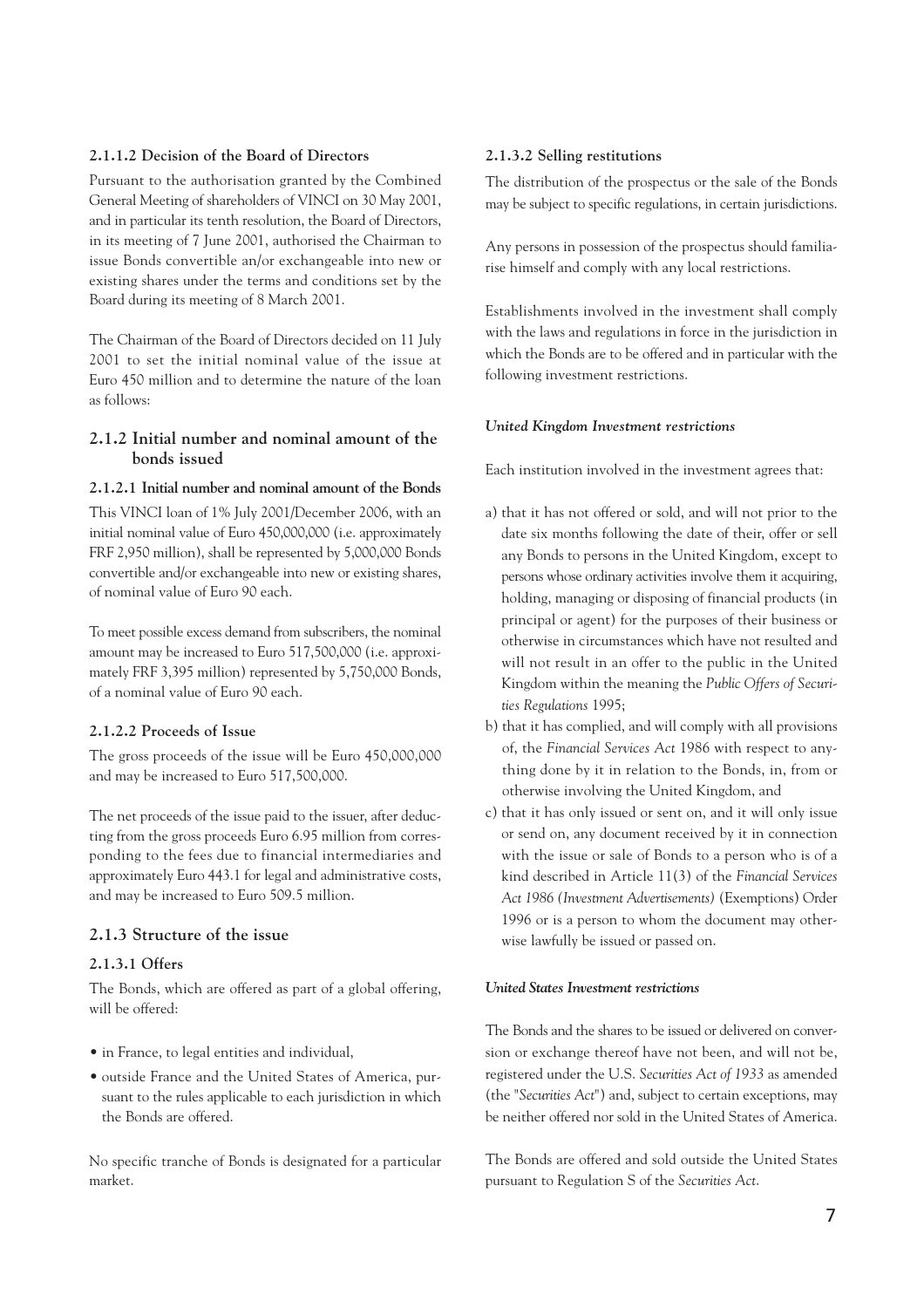#### 2.1.1.2 Decision of the Board of Directors

Pursuant to the authorisation granted by the Combined General Meeting of shareholders of VINCI on 30 May 2001, and in particular its tenth resolution, the Board of Directors, in its meeting of 7 June 2001, authorised the Chairman to issue Bonds convertible an/or exchangeable into new or existing shares under the terms and conditions set by the Board during its meeting of 8 March 2001.

The Chairman of the Board of Directors decided on 11 July 2001 to set the initial nominal value of the issue at Euro 450 million and to determine the nature of the loan as follows:

### 2.1.2 Initial number and nominal amount of the bonds issued

#### 2.1.2.1 Initial number and nominal amount of the Bonds

This VINCI loan of 1% July 2001/December 2006, with an initial nominal value of Euro 450,000,000 (i.e. approximately FRF 2,950 million), shall be represented by 5,000,000 Bonds convertible and/or exchangeable into new or existing shares, of nominal value of Euro 90 each.

To meet possible excess demand from subscribers, the nominal amount may be increased to Euro 517,500,000 (i.e. approximately FRF 3,395 million) represented by 5,750,000 Bonds, of a nominal value of Euro 90 each.

#### 2.1.2.2 Proceeds of Issue

The gross proceeds of the issue will be Euro 450,000,000 and may be increased to Euro 517,500,000.

The net proceeds of the issue paid to the issuer, after deducting from the gross proceeds Euro 6.95 million from corresponding to the fees due to financial intermediaries and approximately Euro 443.1 for legal and administrative costs, and may be increased to Euro 509.5 million.

### 2.1.3 Structure of the issue

#### 2.1.3.1 Offers

The Bonds, which are offered as part of a global offering, will be offered:

- in France, to legal entities and individual,
- outside France and the United States of America, pursuant to the rules applicable to each jurisdiction in which the Bonds are offered.

No specific tranche of Bonds is designated for a particular market.

#### 2.1.3.2 Selling restitutions

The distribution of the prospectus or the sale of the Bonds may be subject to specific regulations, in certain jurisdictions.

Any persons in possession of the prospectus should familiarise himself and comply with any local restrictions.

Establishments involved in the investment shall comply with the laws and regulations in force in the jurisdiction in which the Bonds are to be offered and in particular with the following investment restrictions.

***United Kingdom Investment restrictions***

Each institution involved in the investment agrees that:

a) that it has not offered or sold, and will not prior to the date six months following the date of their, offer or sell any Bonds to persons in the United Kingdom, except to persons whose ordinary activities involve them it acquiring, holding, managing or disposing of financial products (in principal or agent) for the purposes of their business or otherwise in circumstances which have not resulted and will not result in an offer to the public in the United Kingdom within the meaning the *Public Offers of Securities Regulations* 1995;
b) that it has complied, and will comply with all provisions of, the *Financial Services Act* 1986 with respect to anything done by it in relation to the Bonds, in, from or otherwise involving the United Kingdom, and
c) that it has only issued or sent on, and it will only issue or send on, any document received by it in connection with the issue or sale of Bonds to a person who is of a kind described in Article 11(3) of the *Financial Services Act 1986 (Investment Advertisements)* (Exemptions) Order 1996 or is a person to whom the document may otherwise lawfully be issued or passed on.

***United States Investment restrictions***

The Bonds and the shares to be issued or delivered on conversion or exchange thereof have not been, and will not be, registered under the U.S. *Securities Act of 1933* as amended (the "*Securities Act*") and, subject to certain exceptions, may be neither offered nor sold in the United States of America.

The Bonds are offered and sold outside the United States pursuant to Regulation S of the *Securities Act*.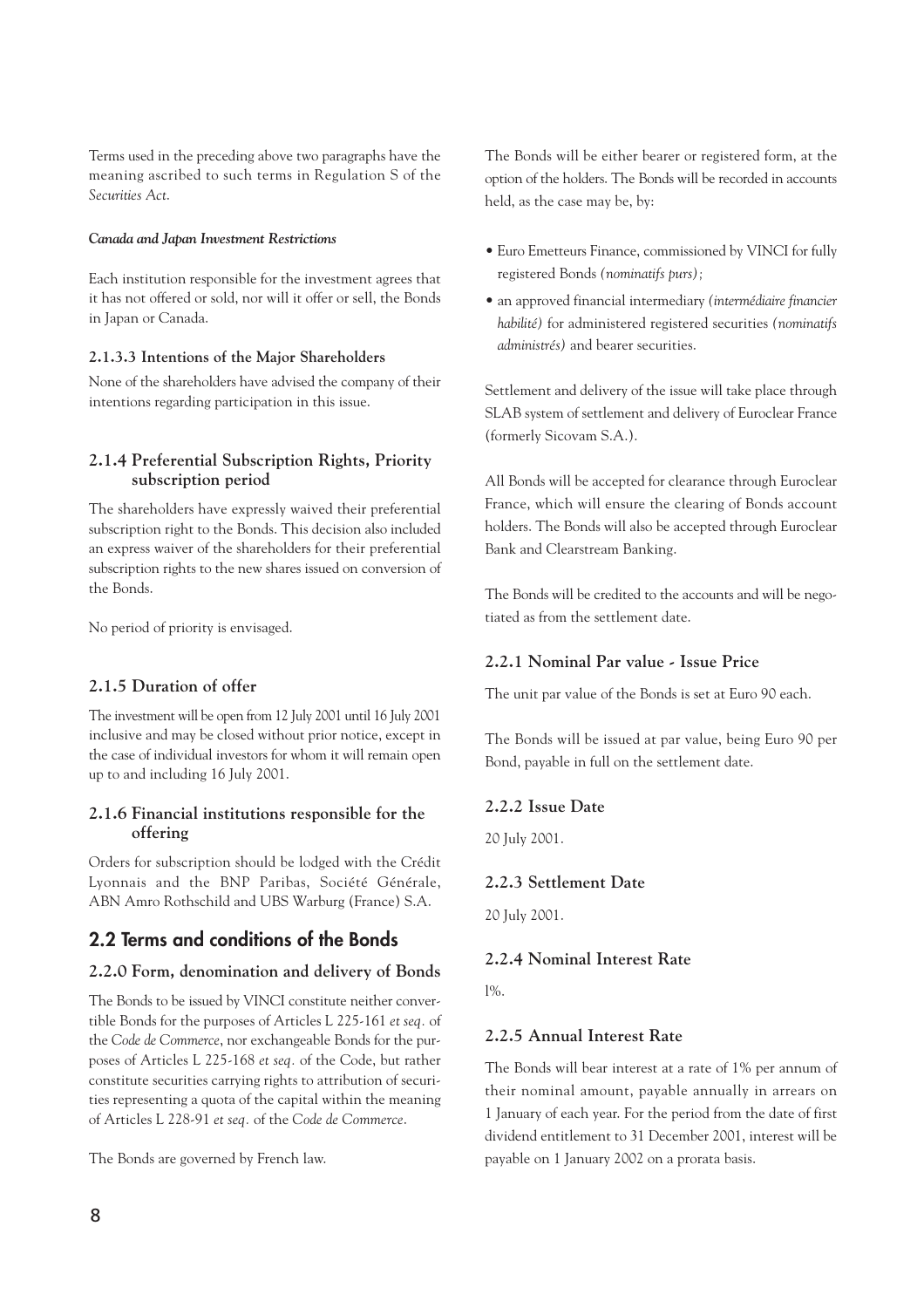Terms used in the preceding above two paragraphs have the meaning ascribed to such terms in Regulation S of the *Securities Act.*

***Canada and Japan Investment Restrictions***

Each institution responsible for the investment agrees that it has not offered or sold, nor will it offer or sell, the Bonds in Japan or Canada.

#### 2.1.3.3 Intentions of the Major Shareholders

None of the shareholders have advised the company of their intentions regarding participation in this issue.

### 2.1.4 Preferential Subscription Rights, Priority subscription period

The shareholders have expressly waived their preferential subscription right to the Bonds. This decision also included an express waiver of the shareholders for their preferential subscription rights to the new shares issued on conversion of the Bonds.

No period of priority is envisaged.

### 2.1.5 Duration of offer

The investment will be open from 12 July 2001 until 16 July 2001 inclusive and may be closed without prior notice, except in the case of individual investors for whom it will remain open up to and including 16 July 2001.

### 2.1.6 Financial institutions responsible for the offering

Orders for subscription should be lodged with the Crédit Lyonnais and the BNP Paribas, Société Générale, ABN Amro Rothschild and UBS Warburg (France) S.A.

## 2.2 Terms and conditions of the Bonds

### 2.2.0 Form, denomination and delivery of Bonds

The Bonds to be issued by VINCI constitute neither convertible Bonds for the purposes of Articles L 225-161 *et seq.* of the *Code de Commerce*, nor exchangeable Bonds for the purposes of Articles L 225-168 *et seq.* of the Code, but rather constitute securities carrying rights to attribution of securities representing a quota of the capital within the meaning of Articles L 228-91 *et seq.* of the *Code de Commerce*.

The Bonds are governed by French law.

The Bonds will be either bearer or registered form, at the option of the holders. The Bonds will be recorded in accounts held, as the case may be, by:

- Euro Emetteurs Finance, commissioned by VINCI for fully registered Bonds *(nominatifs purs)*;
- an approved financial intermediary *(intermédiaire financier habilité)* for administered registered securities *(nominatifs administrés)* and bearer securities.

Settlement and delivery of the issue will take place through SLAB system of settlement and delivery of Euroclear France (formerly Sicovam S.A.).

All Bonds will be accepted for clearance through Euroclear France, which will ensure the clearing of Bonds account holders. The Bonds will also be accepted through Euroclear Bank and Clearstream Banking.

The Bonds will be credited to the accounts and will be negotiated as from the settlement date.

### 2.2.1 Nominal Par value - Issue Price

The unit par value of the Bonds is set at Euro 90 each.

The Bonds will be issued at par value, being Euro 90 per Bond, payable in full on the settlement date.

### 2.2.2 Issue Date

20 July 2001.

### 2.2.3 Settlement Date

20 July 2001.

### 2.2.4 Nominal Interest Rate

1%.

### 2.2.5 Annual Interest Rate

The Bonds will bear interest at a rate of 1% per annum of their nominal amount, payable annually in arrears on 1 January of each year. For the period from the date of first dividend entitlement to 31 December 2001, interest will be payable on 1 January 2002 on a prorata basis.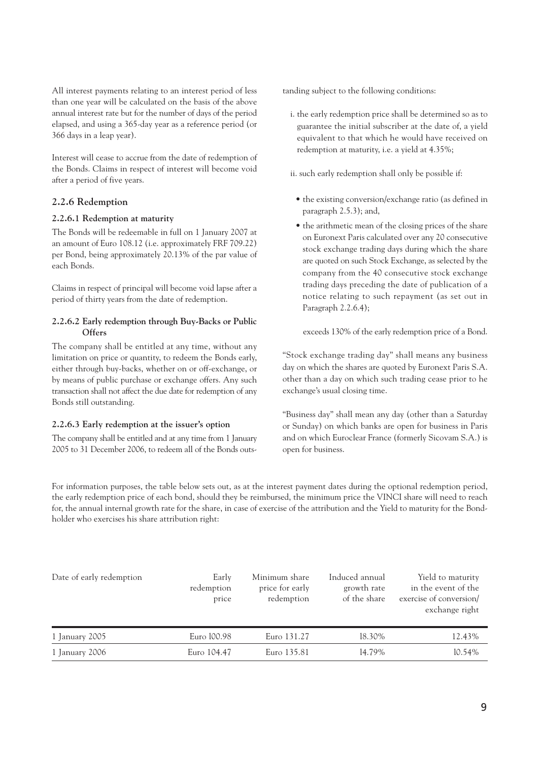All interest payments relating to an interest period of less than one year will be calculated on the basis of the above annual interest rate but for the number of days of the period elapsed, and using a 365-day year as a reference period (or 366 days in a leap year).

Interest will cease to accrue from the date of redemption of the Bonds. Claims in respect of interest will become void after a period of five years.

### 2.2.6 Redemption

#### 2.2.6.1 Redemption at maturity

The Bonds will be redeemable in full on 1 January 2007 at an amount of Euro 108.12 (i.e. approximately FRF 709.22) per Bond, being approximately 20.13% of the par value of each Bonds.

Claims in respect of principal will become void lapse after a period of thirty years from the date of redemption.

#### 2.2.6.2 Early redemption through Buy-Backs or Public Offers

The company shall be entitled at any time, without any limitation on price or quantity, to redeem the Bonds early, either through buy-backs, whether on or off-exchange, or by means of public purchase or exchange offers. Any such transaction shall not affect the due date for redemption of any Bonds still outstanding.

#### 2.2.6.3 Early redemption at the issuer's option

The company shall be entitled and at any time from 1 January 2005 to 31 December 2006, to redeem all of the Bonds outstanding subject to the following conditions:

i. the early redemption price shall be determined so as to guarantee the initial subscriber at the date of, a yield equivalent to that which he would have received on redemption at maturity, i.e. a yield at 4.35%;

ii. such early redemption shall only be possible if:

- the existing conversion/exchange ratio (as defined in paragraph 2.5.3); and,
- the arithmetic mean of the closing prices of the share on Euronext Paris calculated over any 20 consecutive stock exchange trading days during which the share are quoted on such Stock Exchange, as selected by the company from the 40 consecutive stock exchange trading days preceding the date of publication of a notice relating to such repayment (as set out in Paragraph 2.2.6.4);

exceeds 130% of the early redemption price of a Bond.

"Stock exchange trading day" shall means any business day on which the shares are quoted by Euronext Paris S.A. other than a day on which such trading cease prior to he exchange's usual closing time.

"Business day" shall mean any day (other than a Saturday or Sunday) on which banks are open for business in Paris and on which Euroclear France (formerly Sicovam S.A.) is open for business.

For information purposes, the table below sets out, as at the interest payment dates during the optional redemption period, the early redemption price of each bond, should they be reimbursed, the minimum price the VINCI share will need to reach for, the annual internal growth rate for the share, in case of exercise of the attribution and the Yield to maturity for the Bondholder who exercises his share attribution right:

| Date of early redemption | Early redemption price | Minimum share price for early redemption | Induced annual growth rate of the share | Yield to maturity in the event of the exercise of conversion/ exchange right |
|---|---|---|---|---|
| 1 January 2005 | Euro 100.98 | Euro 131.27 | 18.30% | 12.43% |
| 1 January 2006 | Euro 104.47 | Euro 135.81 | 14.79% | 10.54% |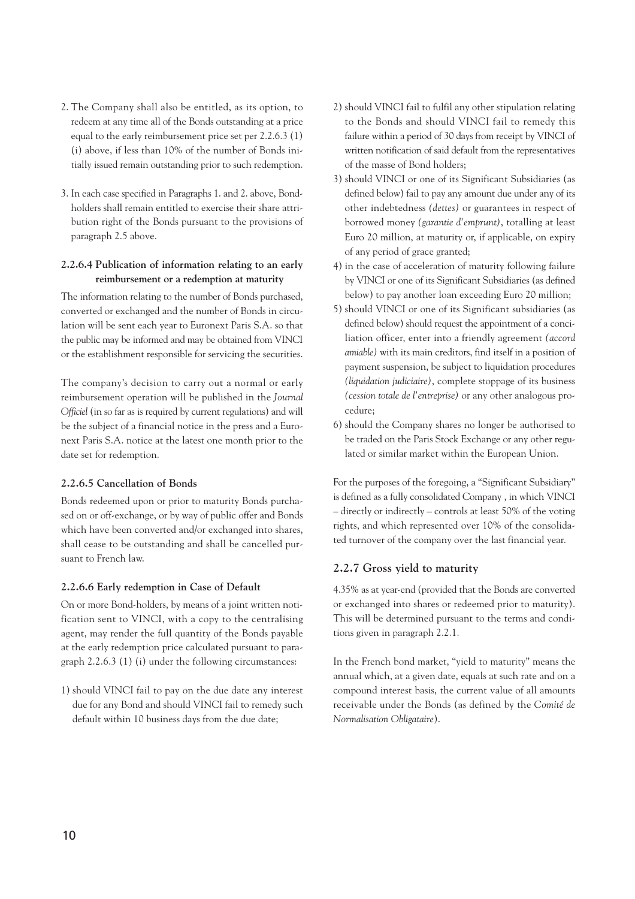2. The Company shall also be entitled, as its option, to redeem at any time all of the Bonds outstanding at a price equal to the early reimbursement price set per 2.2.6.3 (1) (i) above, if less than 10% of the number of Bonds initially issued remain outstanding prior to such redemption.

3. In each case specified in Paragraphs 1. and 2. above, Bondholders shall remain entitled to exercise their share attribution right of the Bonds pursuant to the provisions of paragraph 2.5 above.

#### 2.2.6.4 Publication of information relating to an early reimbursement or a redemption at maturity

The information relating to the number of Bonds purchased, converted or exchanged and the number of Bonds in circulation will be sent each year to Euronext Paris S.A. so that the public may be informed and may be obtained from VINCI or the establishment responsible for servicing the securities.

The company's decision to carry out a normal or early reimbursement operation will be published in the *Journal Officiel* (in so far as is required by current regulations) and will be the subject of a financial notice in the press and a Euronext Paris S.A. notice at the latest one month prior to the date set for redemption.

#### 2.2.6.5 Cancellation of Bonds

Bonds redeemed upon or prior to maturity Bonds purchased on or off-exchange, or by way of public offer and Bonds which have been converted and/or exchanged into shares, shall cease to be outstanding and shall be cancelled pursuant to French law.

#### 2.2.6.6 Early redemption in Case of Default

On or more Bond-holders, by means of a joint written notification sent to VINCI, with a copy to the centralising agent, may render the full quantity of the Bonds payable at the early redemption price calculated pursuant to paragraph 2.2.6.3 (1) (i) under the following circumstances:

1) should VINCI fail to pay on the due date any interest due for any Bond and should VINCI fail to remedy such default within 10 business days from the due date;
2) should VINCI fail to fulfil any other stipulation relating to the Bonds and should VINCI fail to remedy this failure within a period of 30 days from receipt by VINCI of written notification of said default from the representatives of the masse of Bond holders;
3) should VINCI or one of its Significant Subsidiaries (as defined below) fail to pay any amount due under any of its other indebtedness *(dettes)* or guarantees in respect of borrowed money *(garantie d'emprunt)*, totalling at least Euro 20 million, at maturity or, if applicable, on expiry of any period of grace granted;
4) in the case of acceleration of maturity following failure by VINCI or one of its Significant Subsidiaries (as defined below) to pay another loan exceeding Euro 20 million;
5) should VINCI or one of its Significant subsidiaries (as defined below) should request the appointment of a conciliation officer, enter into a friendly agreement *(accord amiable)* with its main creditors, find itself in a position of payment suspension, be subject to liquidation procedures *(liquidation judiciaire)*, complete stoppage of its business *(cession totale de l'entreprise)* or any other analogous procedure;
6) should the Company shares no longer be authorised to be traded on the Paris Stock Exchange or any other regulated or similar market within the European Union.

For the purposes of the foregoing, a "Significant Subsidiary" is defined as a fully consolidated Company , in which VINCI – directly or indirectly – controls at least 50% of the voting rights, and which represented over 10% of the consolidated turnover of the company over the last financial year.

### 2.2.7 Gross yield to maturity

4.35% as at year-end (provided that the Bonds are converted or exchanged into shares or redeemed prior to maturity). This will be determined pursuant to the terms and conditions given in paragraph 2.2.1.

In the French bond market, "yield to maturity" means the annual which, at a given date, equals at such rate and on a compound interest basis, the current value of all amounts receivable under the Bonds (as defined by the *Comité de Normalisation Obligataire*).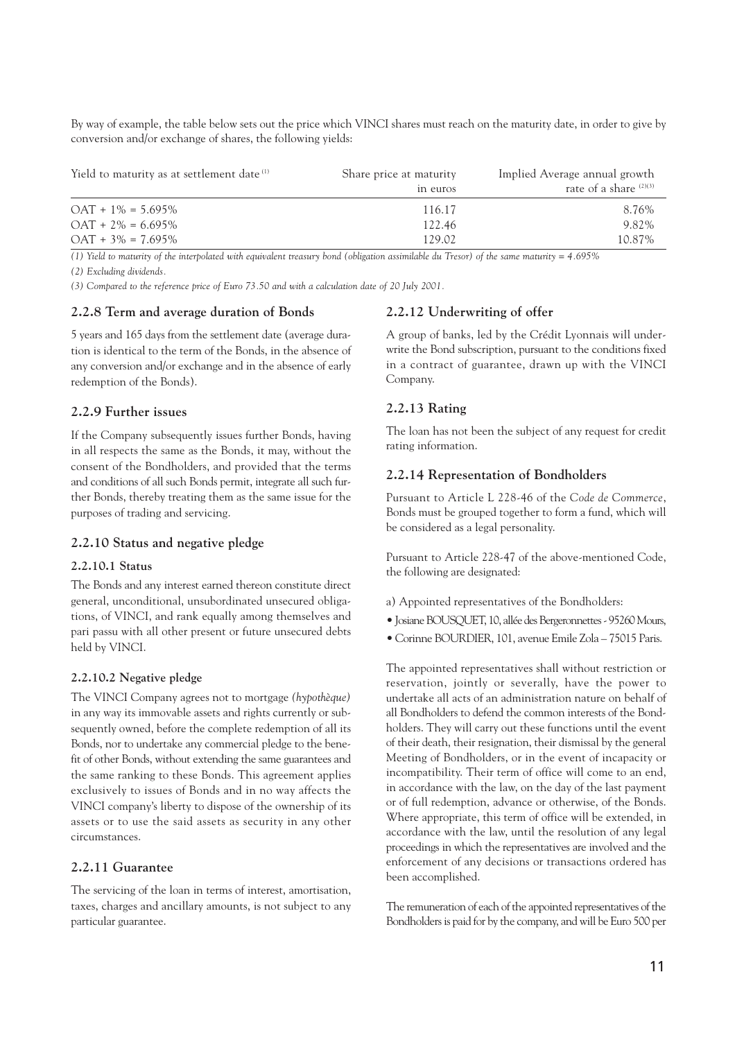By way of example, the table below sets out the price which VINCI shares must reach on the maturity date, in order to give by conversion and/or exchange of shares, the following yields:

| Yield to maturity as at settlement date [1] | Share price at maturity in euros | Implied Average annual growth rate of a share [2][3] |
|---|---|---|
| OAT + 1% = 5.695% | 116.17 | 8.76% |
| OAT + 2% = 6.695% | 122.46 | 9.82% |
| OAT + 3% = 7.695% | 129.02 | 10.87% |

*(1) Yield to maturity of the interpolated with equivalent treasury bond (obligation assimilable du Tresor) of the same maturity = 4.695%*

*(2) Excluding dividends.*

*(3) Compared to the reference price of Euro 73.50 and with a calculation date of 20 July 2001.*

### 2.2.8 Term and average duration of Bonds

5 years and 165 days from the settlement date (average duration is identical to the term of the Bonds, in the absence of any conversion and/or exchange and in the absence of early redemption of the Bonds).

### 2.2.9 Further issues

If the Company subsequently issues further Bonds, having in all respects the same as the Bonds, it may, without the consent of the Bondholders, and provided that the terms and conditions of all such Bonds permit, integrate all such further Bonds, thereby treating them as the same issue for the purposes of trading and servicing.

### 2.2.10 Status and negative pledge

#### 2.2.10.1 Status

The Bonds and any interest earned thereon constitute direct general, unconditional, unsubordinated unsecured obligations, of VINCI, and rank equally among themselves and pari passu with all other present or future unsecured debts held by VINCI.

#### 2.2.10.2 Negative pledge

The VINCI Company agrees not to mortgage *(hypothèque)* in any way its immovable assets and rights currently or subsequently owned, before the complete redemption of all its Bonds, nor to undertake any commercial pledge to the benefit of other Bonds, without extending the same guarantees and the same ranking to these Bonds. This agreement applies exclusively to issues of Bonds and in no way affects the VINCI company's liberty to dispose of the ownership of its assets or to use the said assets as security in any other circumstances.

### 2.2.11 Guarantee

The servicing of the loan in terms of interest, amortisation, taxes, charges and ancillary amounts, is not subject to any particular guarantee.

### 2.2.12 Underwriting of offer

A group of banks, led by the Crédit Lyonnais will underwrite the Bond subscription, pursuant to the conditions fixed in a contract of guarantee, drawn up with the VINCI Company.

### 2.2.13 Rating

The loan has not been the subject of any request for credit rating information.

### 2.2.14 Representation of Bondholders

Pursuant to Article L 228-46 of the *Code de Commerce*, Bonds must be grouped together to form a fund, which will be considered as a legal personality.

Pursuant to Article 228-47 of the above-mentioned Code, the following are designated:

a) Appointed representatives of the Bondholders:

- Josiane BOUSQUET, 10, allée des Bergeronnettes - 95260 Mours,
- Corinne BOURDIER, 101, avenue Emile Zola – 75015 Paris.

The appointed representatives shall without restriction or reservation, jointly or severally, have the power to undertake all acts of an administration nature on behalf of all Bondholders to defend the common interests of the Bondholders. They will carry out these functions until the event of their death, their resignation, their dismissal by the general Meeting of Bondholders, or in the event of incapacity or incompatibility. Their term of office will come to an end, in accordance with the law, on the day of the last payment or of full redemption, advance or otherwise, of the Bonds. Where appropriate, this term of office will be extended, in accordance with the law, until the resolution of any legal proceedings in which the representatives are involved and the enforcement of any decisions or transactions ordered has been accomplished.

The remuneration of each of the appointed representatives of the Bondholders is paid for by the company, and will be Euro 500 per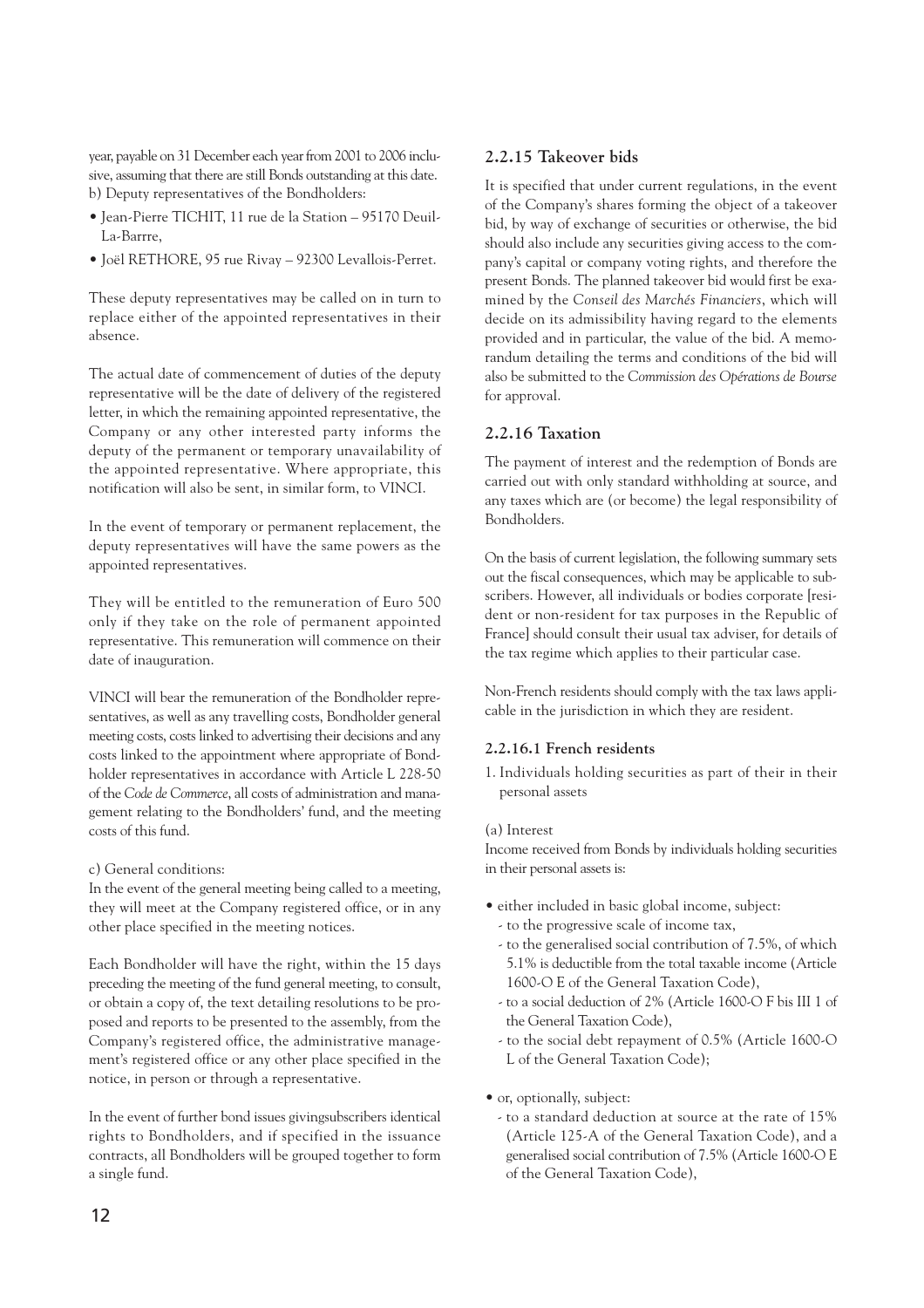year, payable on 31 December each year from 2001 to 2006 inclusive, assuming that there are still Bonds outstanding at this date.

b) Deputy representatives of the Bondholders:

- Jean-Pierre TICHIT, 11 rue de la Station – 95170 Deuil-La-Barrre,
- Joël RETHORE, 95 rue Rivay – 92300 Levallois-Perret.

These deputy representatives may be called on in turn to replace either of the appointed representatives in their absence.

The actual date of commencement of duties of the deputy representative will be the date of delivery of the registered letter, in which the remaining appointed representative, the Company or any other interested party informs the deputy of the permanent or temporary unavailability of the appointed representative. Where appropriate, this notification will also be sent, in similar form, to VINCI.

In the event of temporary or permanent replacement, the deputy representatives will have the same powers as the appointed representatives.

They will be entitled to the remuneration of Euro 500 only if they take on the role of permanent appointed representative. This remuneration will commence on their date of inauguration.

VINCI will bear the remuneration of the Bondholder representatives, as well as any travelling costs, Bondholder general meeting costs, costs linked to advertising their decisions and any costs linked to the appointment where appropriate of Bondholder representatives in accordance with Article L 228-50 of the *Code de Commerce*, all costs of administration and management relating to the Bondholders' fund, and the meeting costs of this fund.

c) General conditions:

In the event of the general meeting being called to a meeting, they will meet at the Company registered office, or in any other place specified in the meeting notices.

Each Bondholder will have the right, within the 15 days preceding the meeting of the fund general meeting, to consult, or obtain a copy of, the text detailing resolutions to be proposed and reports to be presented to the assembly, from the Company's registered office, the administrative management's registered office or any other place specified in the notice, in person or through a representative.

In the event of further bond issues givingsubscribers identical rights to Bondholders, and if specified in the issuance contracts, all Bondholders will be grouped together to form a single fund.

### 2.2.15 Takeover bids

It is specified that under current regulations, in the event of the Company's shares forming the object of a takeover bid, by way of exchange of securities or otherwise, the bid should also include any securities giving access to the company's capital or company voting rights, and therefore the present Bonds. The planned takeover bid would first be examined by the *Conseil des Marchés Financiers*, which will decide on its admissibility having regard to the elements provided and in particular, the value of the bid. A memorandum detailing the terms and conditions of the bid will also be submitted to the *Commission des Opérations de Bourse* for approval.

### 2.2.16 Taxation

The payment of interest and the redemption of Bonds are carried out with only standard withholding at source, and any taxes which are (or become) the legal responsibility of Bondholders.

On the basis of current legislation, the following summary sets out the fiscal consequences, which may be applicable to subscribers. However, all individuals or bodies corporate [resident or non-resident for tax purposes in the Republic of France] should consult their usual tax adviser, for details of the tax regime which applies to their particular case.

Non-French residents should comply with the tax laws applicable in the jurisdiction in which they are resident.

#### 2.2.16.1 French residents

1. Individuals holding securities as part of their in their personal assets

(a) Interest

Income received from Bonds by individuals holding securities in their personal assets is:

- either included in basic global income, subject:
  - to the progressive scale of income tax,
  - to the generalised social contribution of 7.5%, of which 5.1% is deductible from the total taxable income (Article 1600-O E of the General Taxation Code),
  - to a social deduction of 2% (Article 1600-O F bis III 1 of the General Taxation Code),
  - to the social debt repayment of 0.5% (Article 1600-O L of the General Taxation Code);
- or, optionally, subject:
  - to a standard deduction at source at the rate of 15% (Article 125-A of the General Taxation Code), and a generalised social contribution of 7.5% (Article 1600-O E of the General Taxation Code),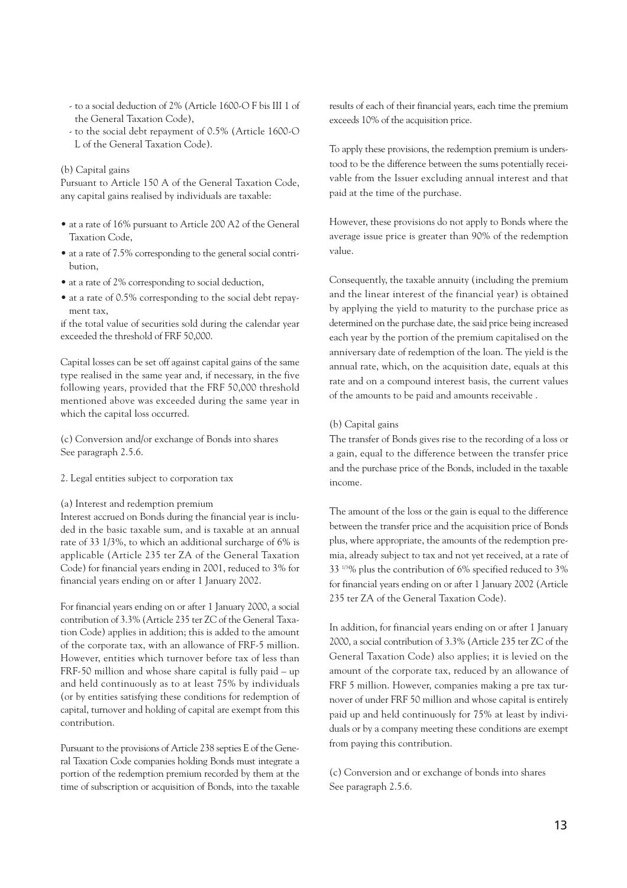- to a social deduction of 2% (Article 1600-O F bis III 1 of the General Taxation Code),
- to the social debt repayment of 0.5% (Article 1600-O L of the General Taxation Code).

(b) Capital gains

Pursuant to Article 150 A of the General Taxation Code, any capital gains realised by individuals are taxable:

- at a rate of 16% pursuant to Article 200 A2 of the General Taxation Code,
- at a rate of 7.5% corresponding to the general social contribution,
- at a rate of 2% corresponding to social deduction,
- at a rate of 0.5% corresponding to the social debt repayment tax,

if the total value of securities sold during the calendar year exceeded the threshold of FRF 50,000.

Capital losses can be set off against capital gains of the same type realised in the same year and, if necessary, in the five following years, provided that the FRF 50,000 threshold mentioned above was exceeded during the same year in which the capital loss occurred.

(c) Conversion and/or exchange of Bonds into shares

See paragraph 2.5.6.

2. Legal entities subject to corporation tax

(a) Interest and redemption premium

Interest accrued on Bonds during the financial year is included in the basic taxable sum, and is taxable at an annual rate of 33 1/3%, to which an additional surcharge of 6% is applicable (Article 235 ter ZA of the General Taxation Code) for financial years ending in 2001, reduced to 3% for financial years ending on or after 1 January 2002.

For financial years ending on or after 1 January 2000, a social contribution of 3.3% (Article 235 ter ZC of the General Taxation Code) applies in addition; this is added to the amount of the corporate tax, with an allowance of FRF-5 million. However, entities which turnover before tax of less than FRF-50 million and whose share capital is fully paid – up and held continuously as to at least 75% by individuals (or by entities satisfying these conditions for redemption of capital, turnover and holding of capital are exempt from this contribution.

Pursuant to the provisions of Article 238 septies E of the General Taxation Code companies holding Bonds must integrate a portion of the redemption premium recorded by them at the time of subscription or acquisition of Bonds, into the taxable results of each of their financial years, each time the premium exceeds 10% of the acquisition price.

To apply these provisions, the redemption premium is understood to be the difference between the sums potentially receivable from the Issuer excluding annual interest and that paid at the time of the purchase.

However, these provisions do not apply to Bonds where the average issue price is greater than 90% of the redemption value.

Consequently, the taxable annuity (including the premium and the linear interest of the financial year) is obtained by applying the yield to maturity to the purchase price as determined on the purchase date, the said price being increased each year by the portion of the premium capitalised on the anniversary date of redemption of the loan. The yield is the annual rate, which, on the acquisition date, equals at this rate and on a compound interest basis, the current values of the amounts to be paid and amounts receivable .

(b) Capital gains

The transfer of Bonds gives rise to the recording of a loss or a gain, equal to the difference between the transfer price and the purchase price of the Bonds, included in the taxable income.

The amount of the loss or the gain is equal to the difference between the transfer price and the acquisition price of Bonds plus, where appropriate, the amounts of the redemption premia, already subject to tax and not yet received, at a rate of 33 1/3% plus the contribution of 6% specified reduced to 3% for financial years ending on or after 1 January 2002 (Article 235 ter ZA of the General Taxation Code).

In addition, for financial years ending on or after 1 January 2000, a social contribution of 3.3% (Article 235 ter ZC of the General Taxation Code) also applies; it is levied on the amount of the corporate tax, reduced by an allowance of FRF 5 million. However, companies making a pre tax turnover of under FRF 50 million and whose capital is entirely paid up and held continuously for 75% at least by individuals or by a company meeting these conditions are exempt from paying this contribution.

(c) Conversion and or exchange of bonds into shares

See paragraph 2.5.6.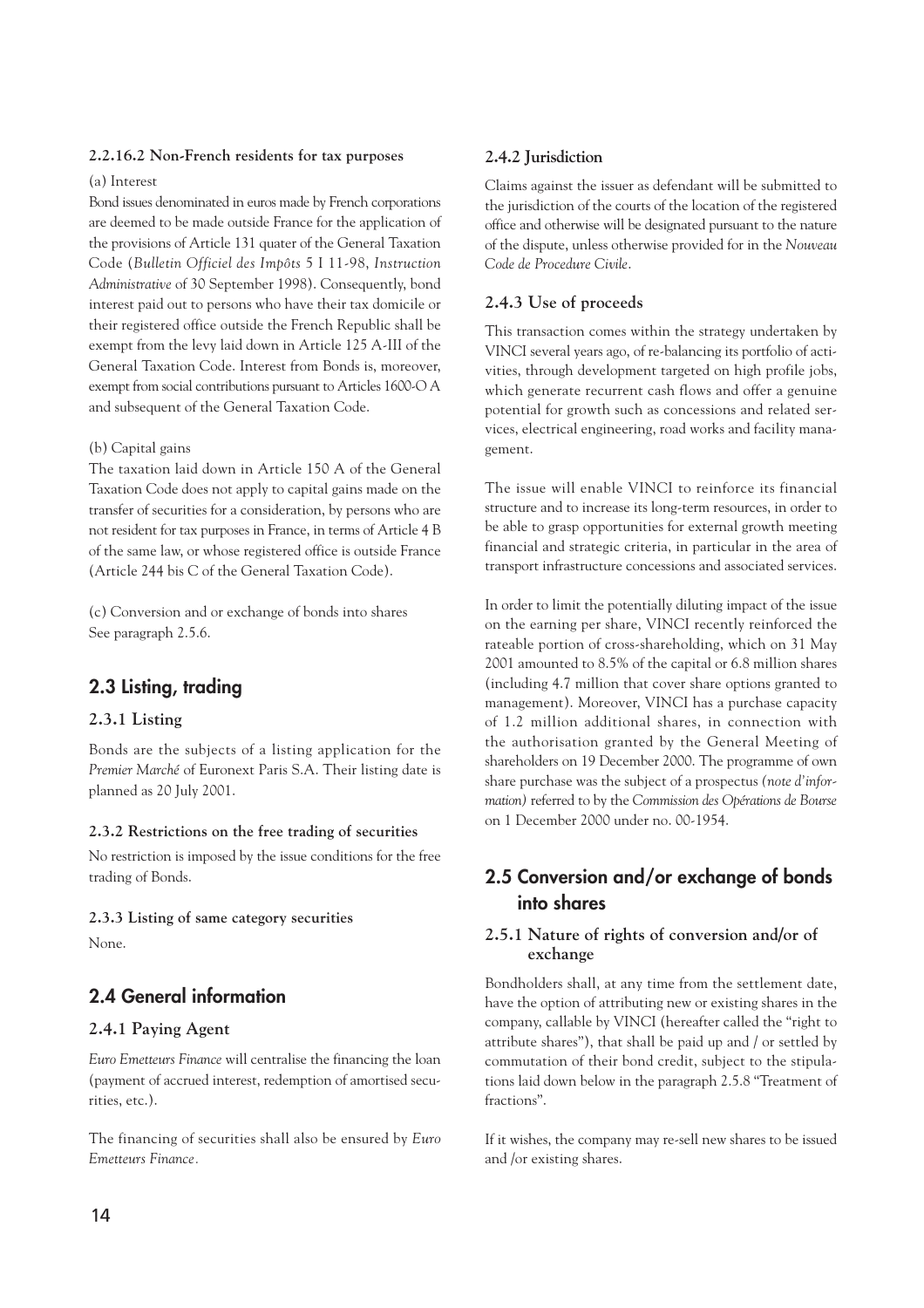#### 2.2.16.2 Non-French residents for tax purposes

(a) Interest

Bond issues denominated in euros made by French corporations are deemed to be made outside France for the application of the provisions of Article 131 quater of the General Taxation Code (*Bulletin Officiel des Impôts* 5 I 11-98, *Instruction Administrative* of 30 September 1998). Consequently, bond interest paid out to persons who have their tax domicile or their registered office outside the French Republic shall be exempt from the levy laid down in Article 125 A-III of the General Taxation Code. Interest from Bonds is, moreover, exempt from social contributions pursuant to Articles 1600-O A and subsequent of the General Taxation Code.

(b) Capital gains

The taxation laid down in Article 150 A of the General Taxation Code does not apply to capital gains made on the transfer of securities for a consideration, by persons who are not resident for tax purposes in France, in terms of Article 4 B of the same law, or whose registered office is outside France (Article 244 bis C of the General Taxation Code).

(c) Conversion and or exchange of bonds into shares
See paragraph 2.5.6.

## 2.3 Listing, trading

### 2.3.1 Listing

Bonds are the subjects of a listing application for the *Premier Marché* of Euronext Paris S.A. Their listing date is planned as 20 July 2001.

#### 2.3.2 Restrictions on the free trading of securities

No restriction is imposed by the issue conditions for the free trading of Bonds.

#### 2.3.3 Listing of same category securities

None.

## 2.4 General information

### 2.4.1 Paying Agent

*Euro Emetteurs Finance* will centralise the financing the loan (payment of accrued interest, redemption of amortised securities, etc.).

The financing of securities shall also be ensured by *Euro Emetteurs Finance*.

### 2.4.2 Jurisdiction

Claims against the issuer as defendant will be submitted to the jurisdiction of the courts of the location of the registered office and otherwise will be designated pursuant to the nature of the dispute, unless otherwise provided for in the *Nouveau Code de Procedure Civile*.

### 2.4.3 Use of proceeds

This transaction comes within the strategy undertaken by VINCI several years ago, of re-balancing its portfolio of activities, through development targeted on high profile jobs, which generate recurrent cash flows and offer a genuine potential for growth such as concessions and related services, electrical engineering, road works and facility management.

The issue will enable VINCI to reinforce its financial structure and to increase its long-term resources, in order to be able to grasp opportunities for external growth meeting financial and strategic criteria, in particular in the area of transport infrastructure concessions and associated services.

In order to limit the potentially diluting impact of the issue on the earning per share, VINCI recently reinforced the rateable portion of cross-shareholding, which on 31 May 2001 amounted to 8.5% of the capital or 6.8 million shares (including 4.7 million that cover share options granted to management). Moreover, VINCI has a purchase capacity of 1.2 million additional shares, in connection with the authorisation granted by the General Meeting of shareholders on 19 December 2000. The programme of own share purchase was the subject of a prospectus *(note d'information)* referred to by the *Commission des Opérations de Bourse* on 1 December 2000 under no. 00-1954.

## 2.5 Conversion and/or exchange of bonds into shares

### 2.5.1 Nature of rights of conversion and/or of exchange

Bondholders shall, at any time from the settlement date, have the option of attributing new or existing shares in the company, callable by VINCI (hereafter called the "right to attribute shares"), that shall be paid up and / or settled by commutation of their bond credit, subject to the stipulations laid down below in the paragraph 2.5.8 "Treatment of fractions".

If it wishes, the company may re-sell new shares to be issued and /or existing shares.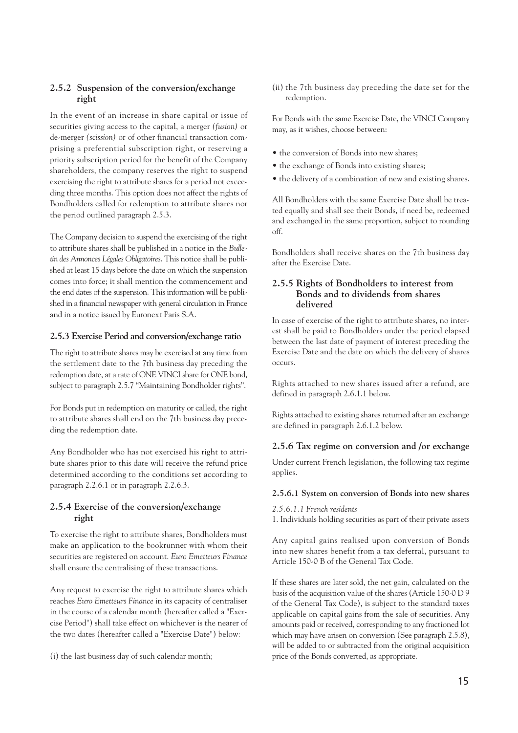### 2.5.2 Suspension of the conversion/exchange right

In the event of an increase in share capital or issue of securities giving access to the capital, a merger *(fusion)* or de-merger *(scission)* or of other financial transaction comprising a preferential subscription right, or reserving a priority subscription period for the benefit of the Company shareholders, the company reserves the right to suspend exercising the right to attribute shares for a period not exceeding three months. This option does not affect the rights of Bondholders called for redemption to attribute shares nor the period outlined paragraph 2.5.3.

The Company decision to suspend the exercising of the right to attribute shares shall be published in a notice in the *Bulletin des Annonces Légales Obligatoires*. This notice shall be published at least 15 days before the date on which the suspension comes into force; it shall mention the commencement and the end dates of the suspension. This information will be published in a financial newspaper with general circulation in France and in a notice issued by Euronext Paris S.A.

### 2.5.3 Exercise Period and conversion/exchange ratio

The right to attribute shares may be exercised at any time from the settlement date to the 7th business day preceding the redemption date, at a rate of ONE VINCI share for ONE bond, subject to paragraph 2.5.7 "Maintaining Bondholder rights".

For Bonds put in redemption on maturity or called, the right to attribute shares shall end on the 7th business day preceding the redemption date.

Any Bondholder who has not exercised his right to attribute shares prior to this date will receive the refund price determined according to the conditions set according to paragraph 2.2.6.1 or in paragraph 2.2.6.3.

### 2.5.4 Exercise of the conversion/exchange right

To exercise the right to attribute shares, Bondholders must make an application to the bookrunner with whom their securities are registered on account. *Euro Emetteurs Finance* shall ensure the centralising of these transactions.

Any request to exercise the right to attribute shares which reaches *Euro Emetteurs Finance* in its capacity of centraliser in the course of a calendar month (hereafter called a "Exercise Period") shall take effect on whichever is the nearer of the two dates (hereafter called a "Exercise Date") below:

(i) the last business day of such calendar month;

(ii) the 7th business day preceding the date set for the redemption.

For Bonds with the same Exercise Date, the VINCI Company may, as it wishes, choose between:

- the conversion of Bonds into new shares;
- the exchange of Bonds into existing shares;
- the delivery of a combination of new and existing shares.

All Bondholders with the same Exercise Date shall be treated equally and shall see their Bonds, if need be, redeemed and exchanged in the same proportion, subject to rounding off.

Bondholders shall receive shares on the 7th business day after the Exercise Date.

### 2.5.5 Rights of Bondholders to interest from Bonds and to dividends from shares delivered

In case of exercise of the right to attribute shares, no interest shall be paid to Bondholders under the period elapsed between the last date of payment of interest preceding the Exercise Date and the date on which the delivery of shares occurs.

Rights attached to new shares issued after a refund, are defined in paragraph 2.6.1.1 below.

Rights attached to existing shares returned after an exchange are defined in paragraph 2.6.1.2 below.

### 2.5.6 Tax regime on conversion and /or exchange

Under current French legislation, the following tax regime applies.

#### 2.5.6.1 System on conversion of Bonds into new shares

*2.5.6.1.1 French residents*

1. Individuals holding securities as part of their private assets

Any capital gains realised upon conversion of Bonds into new shares benefit from a tax deferral, pursuant to Article 150-0 B of the General Tax Code.

If these shares are later sold, the net gain, calculated on the basis of the acquisition value of the shares (Article 150-0 D 9 of the General Tax Code), is subject to the standard taxes applicable on capital gains from the sale of securities. Any amounts paid or received, corresponding to any fractioned lot which may have arisen on conversion (See paragraph 2.5.8), will be added to or subtracted from the original acquisition price of the Bonds converted, as appropriate.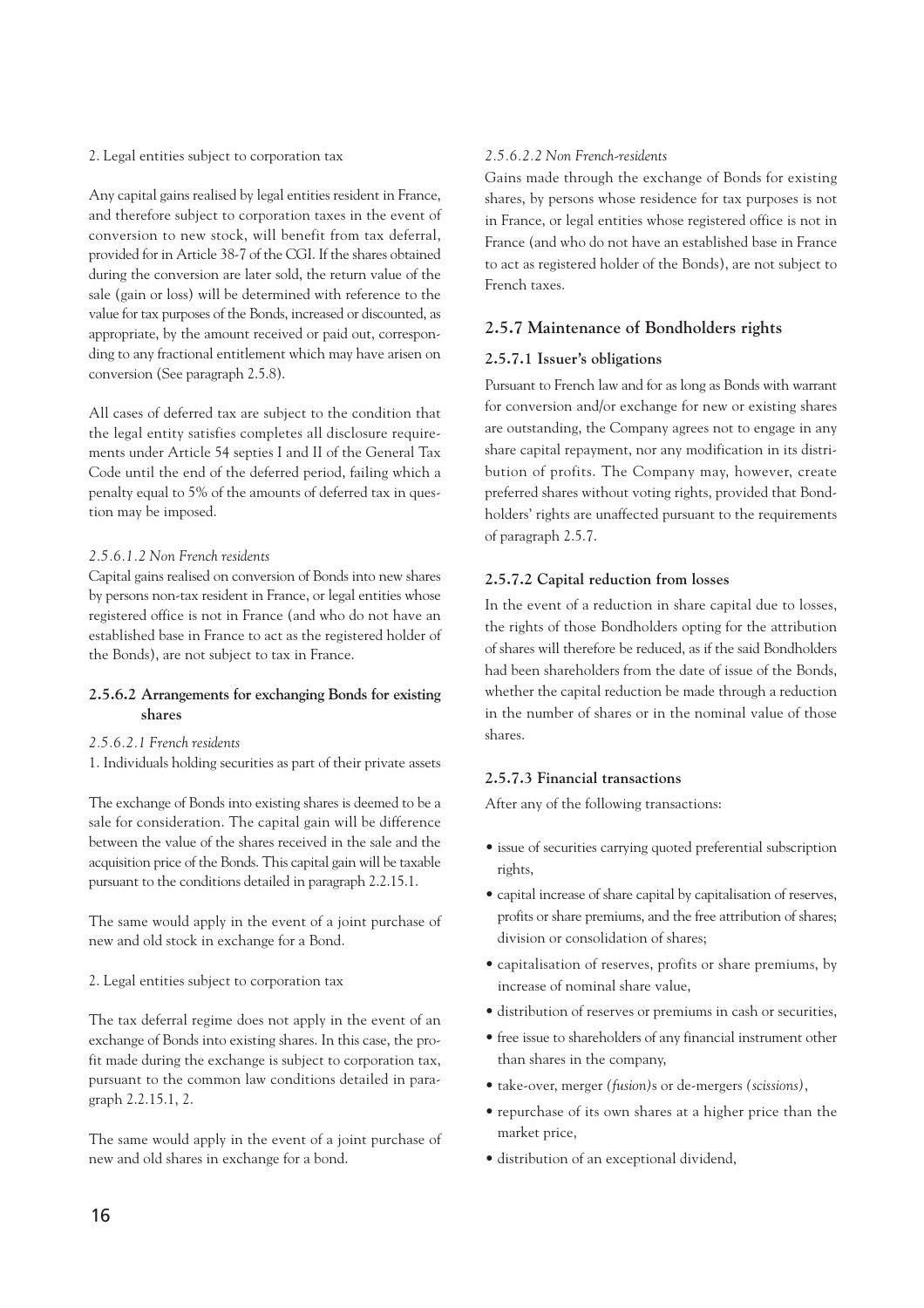2. Legal entities subject to corporation tax

Any capital gains realised by legal entities resident in France, and therefore subject to corporation taxes in the event of conversion to new stock, will benefit from tax deferral, provided for in Article 38-7 of the CGI. If the shares obtained during the conversion are later sold, the return value of the sale (gain or loss) will be determined with reference to the value for tax purposes of the Bonds, increased or discounted, as appropriate, by the amount received or paid out, corresponding to any fractional entitlement which may have arisen on conversion (See paragraph 2.5.8).

All cases of deferred tax are subject to the condition that the legal entity satisfies completes all disclosure requirements under Article 54 septies I and II of the General Tax Code until the end of the deferred period, failing which a penalty equal to 5% of the amounts of deferred tax in question may be imposed.

*2.5.6.1.2 Non French residents*

Capital gains realised on conversion of Bonds into new shares by persons non-tax resident in France, or legal entities whose registered office is not in France (and who do not have an established base in France to act as the registered holder of the Bonds), are not subject to tax in France.

### 2.5.6.2 Arrangements for exchanging Bonds for existing shares

*2.5.6.2.1 French residents*

1. Individuals holding securities as part of their private assets

The exchange of Bonds into existing shares is deemed to be a sale for consideration. The capital gain will be difference between the value of the shares received in the sale and the acquisition price of the Bonds. This capital gain will be taxable pursuant to the conditions detailed in paragraph 2.2.15.1.

The same would apply in the event of a joint purchase of new and old stock in exchange for a Bond.

2. Legal entities subject to corporation tax

The tax deferral regime does not apply in the event of an exchange of Bonds into existing shares. In this case, the profit made during the exchange is subject to corporation tax, pursuant to the common law conditions detailed in paragraph 2.2.15.1, 2.

The same would apply in the event of a joint purchase of new and old shares in exchange for a bond.

*2.5.6.2.2 Non French-residents*

Gains made through the exchange of Bonds for existing shares, by persons whose residence for tax purposes is not in France, or legal entities whose registered office is not in France (and who do not have an established base in France to act as registered holder of the Bonds), are not subject to French taxes.

## 2.5.7 Maintenance of Bondholders rights

### 2.5.7.1 Issuer's obligations

Pursuant to French law and for as long as Bonds with warrant for conversion and/or exchange for new or existing shares are outstanding, the Company agrees not to engage in any share capital repayment, nor any modification in its distribution of profits. The Company may, however, create preferred shares without voting rights, provided that Bondholders' rights are unaffected pursuant to the requirements of paragraph 2.5.7.

### 2.5.7.2 Capital reduction from losses

In the event of a reduction in share capital due to losses, the rights of those Bondholders opting for the attribution of shares will therefore be reduced, as if the said Bondholders had been shareholders from the date of issue of the Bonds, whether the capital reduction be made through a reduction in the number of shares or in the nominal value of those shares.

### 2.5.7.3 Financial transactions

After any of the following transactions:

- issue of securities carrying quoted preferential subscription rights,
- capital increase of share capital by capitalisation of reserves, profits or share premiums, and the free attribution of shares; division or consolidation of shares;
- capitalisation of reserves, profits or share premiums, by increase of nominal share value,
- distribution of reserves or premiums in cash or securities,
- free issue to shareholders of any financial instrument other than shares in the company,
- take-over, merger *(fusion)*s or de-mergers *(scissions)*,
- repurchase of its own shares at a higher price than the market price,
- distribution of an exceptional dividend,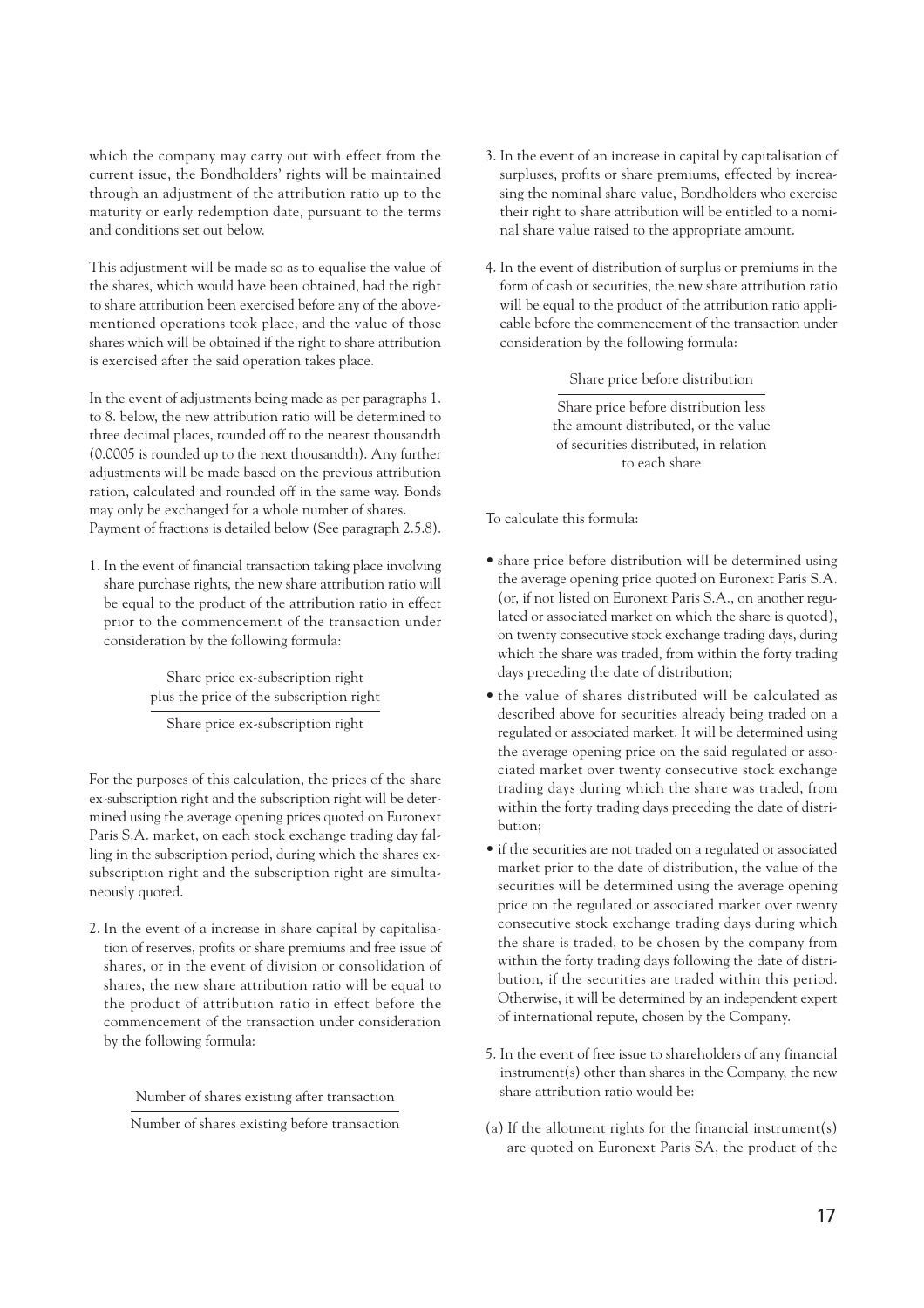which the company may carry out with effect from the current issue, the Bondholders' rights will be maintained through an adjustment of the attribution ratio up to the maturity or early redemption date, pursuant to the terms and conditions set out below.

This adjustment will be made so as to equalise the value of the shares, which would have been obtained, had the right to share attribution been exercised before any of the above-mentioned operations took place, and the value of those shares which will be obtained if the right to share attribution is exercised after the said operation takes place.

In the event of adjustments being made as per paragraphs 1. to 8. below, the new attribution ratio will be determined to three decimal places, rounded off to the nearest thousandth (0.0005 is rounded up to the next thousandth). Any further adjustments will be made based on the previous attribution ration, calculated and rounded off in the same way. Bonds may only be exchanged for a whole number of shares. Payment of fractions is detailed below (See paragraph 2.5.8).

1. In the event of financial transaction taking place involving share purchase rights, the new share attribution ratio will be equal to the product of the attribution ratio in effect prior to the commencement of the transaction under consideration by the following formula:

$$\frac{\text{Share price ex-subscription right plus the price of the subscription right}}{\text{Share price ex-subscription right}}$$

For the purposes of this calculation, the prices of the share ex-subscription right and the subscription right will be determined using the average opening prices quoted on Euronext Paris S.A. market, on each stock exchange trading day falling in the subscription period, during which the shares ex-subscription right and the subscription right are simultaneously quoted.

2. In the event of a increase in share capital by capitalisation of reserves, profits or share premiums and free issue of shares, or in the event of division or consolidation of shares, the new share attribution ratio will be equal to the product of attribution ratio in effect before the commencement of the transaction under consideration by the following formula:

$$\frac{\text{Number of shares existing after transaction}}{\text{Number of shares existing before transaction}}$$

3. In the event of an increase in capital by capitalisation of surpluses, profits or share premiums, effected by increasing the nominal share value, Bondholders who exercise their right to share attribution will be entitled to a nominal share value raised to the appropriate amount.

4. In the event of distribution of surplus or premiums in the form of cash or securities, the new share attribution ratio will be equal to the product of the attribution ratio applicable before the commencement of the transaction under consideration by the following formula:

$$\frac{\text{Share price before distribution}}{\text{Share price before distribution less the amount distributed, or the value of securities distributed, in relation to each share}}$$

To calculate this formula:

- share price before distribution will be determined using the average opening price quoted on Euronext Paris S.A. (or, if not listed on Euronext Paris S.A., on another regulated or associated market on which the share is quoted), on twenty consecutive stock exchange trading days, during which the share was traded, from within the forty trading days preceding the date of distribution;
- the value of shares distributed will be calculated as described above for securities already being traded on a regulated or associated market. It will be determined using the average opening price on the said regulated or associated market over twenty consecutive stock exchange trading days during which the share was traded, from within the forty trading days preceding the date of distribution;
- if the securities are not traded on a regulated or associated market prior to the date of distribution, the value of the securities will be determined using the average opening price on the regulated or associated market over twenty consecutive stock exchange trading days during which the share is traded, to be chosen by the company from within the forty trading days following the date of distribution, if the securities are traded within this period. Otherwise, it will be determined by an independent expert of international repute, chosen by the Company.

5. In the event of free issue to shareholders of any financial instrument(s) other than shares in the Company, the new share attribution ratio would be:

(a) If the allotment rights for the financial instrument(s) are quoted on Euronext Paris SA, the product of the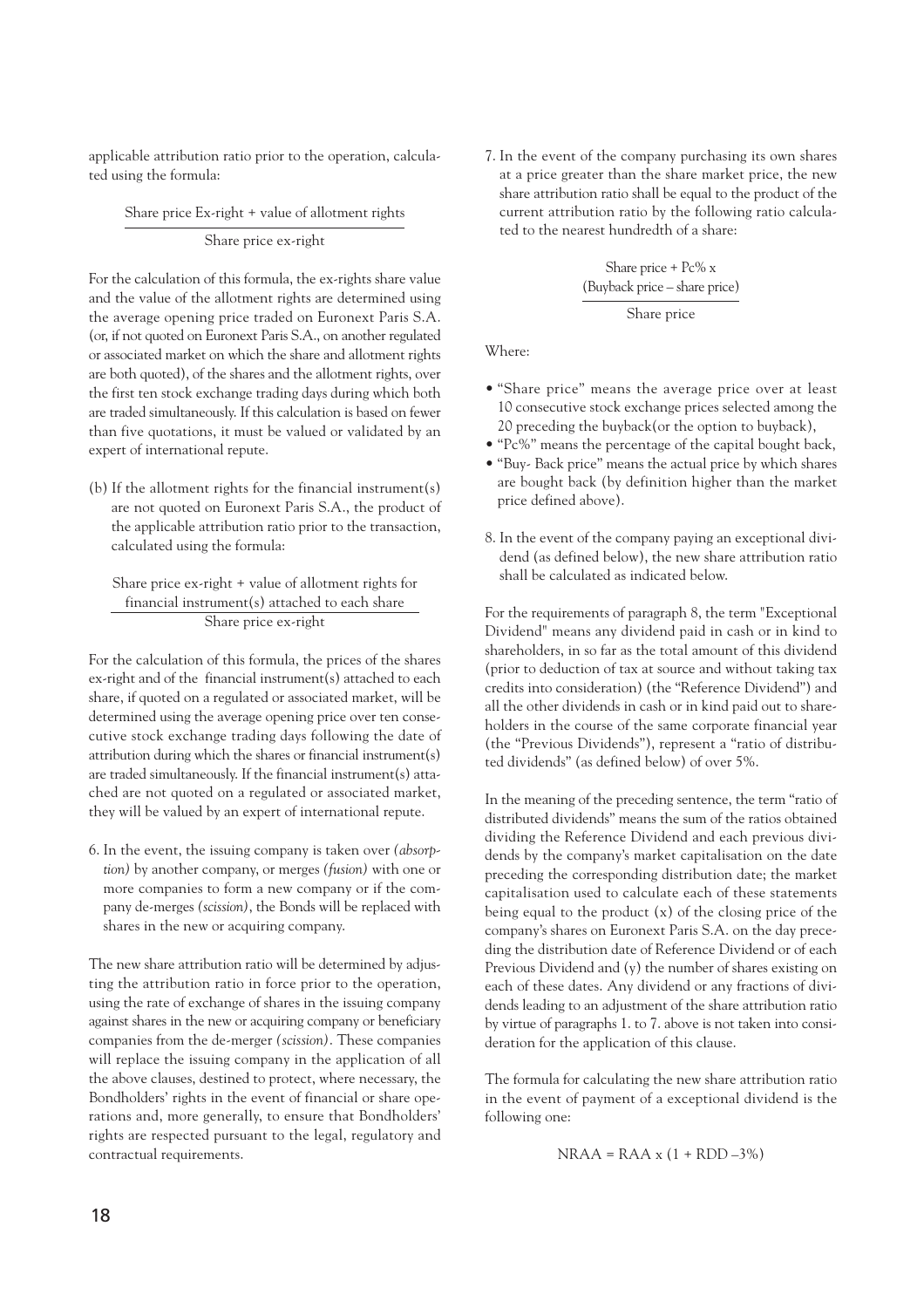applicable attribution ratio prior to the operation, calculated using the formula:

$$\frac{\text{Share price Ex-right + value of allotment rights}}{\text{Share price ex-right}}$$

For the calculation of this formula, the ex-rights share value and the value of the allotment rights are determined using the average opening price traded on Euronext Paris S.A. (or, if not quoted on Euronext Paris S.A., on another regulated or associated market on which the share and allotment rights are both quoted), of the shares and the allotment rights, over the first ten stock exchange trading days during which both are traded simultaneously. If this calculation is based on fewer than five quotations, it must be valued or validated by an expert of international repute.

(b) If the allotment rights for the financial instrument(s) are not quoted on Euronext Paris S.A., the product of the applicable attribution ratio prior to the transaction, calculated using the formula:

$$\frac{\text{Share price ex-right + value of allotment rights for financial instrument(s) attached to each share}}{\text{Share price ex-right}}$$

For the calculation of this formula, the prices of the shares ex-right and of the financial instrument(s) attached to each share, if quoted on a regulated or associated market, will be determined using the average opening price over ten consecutive stock exchange trading days following the date of attribution during which the shares or financial instrument(s) are traded simultaneously. If the financial instrument(s) attached are not quoted on a regulated or associated market, they will be valued by an expert of international repute.

6. In the event, the issuing company is taken over *(absorption)* by another company, or merges *(fusion)* with one or more companies to form a new company or if the company de-merges *(scission)*, the Bonds will be replaced with shares in the new or acquiring company.

The new share attribution ratio will be determined by adjusting the attribution ratio in force prior to the operation, using the rate of exchange of shares in the issuing company against shares in the new or acquiring company or beneficiary companies from the de-merger *(scission)*. These companies will replace the issuing company in the application of all the above clauses, destined to protect, where necessary, the Bondholders' rights in the event of financial or share operations and, more generally, to ensure that Bondholders' rights are respected pursuant to the legal, regulatory and contractual requirements.

7. In the event of the company purchasing its own shares at a price greater than the share market price, the new share attribution ratio shall be equal to the product of the current attribution ratio by the following ratio calculated to the nearest hundredth of a share:

$$\frac{\text{Share price + Pc\% x (Buyback price – share price)}}{\text{Share price}}$$

Where:

- "Share price" means the average price over at least 10 consecutive stock exchange prices selected among the 20 preceding the buyback(or the option to buyback),
- "Pc%" means the percentage of the capital bought back,
- "Buy- Back price" means the actual price by which shares are bought back (by definition higher than the market price defined above).

8. In the event of the company paying an exceptional dividend (as defined below), the new share attribution ratio shall be calculated as indicated below.

For the requirements of paragraph 8, the term "Exceptional Dividend" means any dividend paid in cash or in kind to shareholders, in so far as the total amount of this dividend (prior to deduction of tax at source and without taking tax credits into consideration) (the "Reference Dividend") and all the other dividends in cash or in kind paid out to shareholders in the course of the same corporate financial year (the "Previous Dividends"), represent a "ratio of distributed dividends" (as defined below) of over 5%.

In the meaning of the preceding sentence, the term "ratio of distributed dividends" means the sum of the ratios obtained dividing the Reference Dividend and each previous dividends by the company's market capitalisation on the date preceding the corresponding distribution date; the market capitalisation used to calculate each of these statements being equal to the product (x) of the closing price of the company's shares on Euronext Paris S.A. on the day preceding the distribution date of Reference Dividend or of each Previous Dividend and (y) the number of shares existing on each of these dates. Any dividend or any fractions of dividends leading to an adjustment of the share attribution ratio by virtue of paragraphs 1. to 7. above is not taken into consideration for the application of this clause.

The formula for calculating the new share attribution ratio in the event of payment of a exceptional dividend is the following one:

$$\text{NRAA} = \text{RAA x } (1 + \text{RDD} – 3\%)$$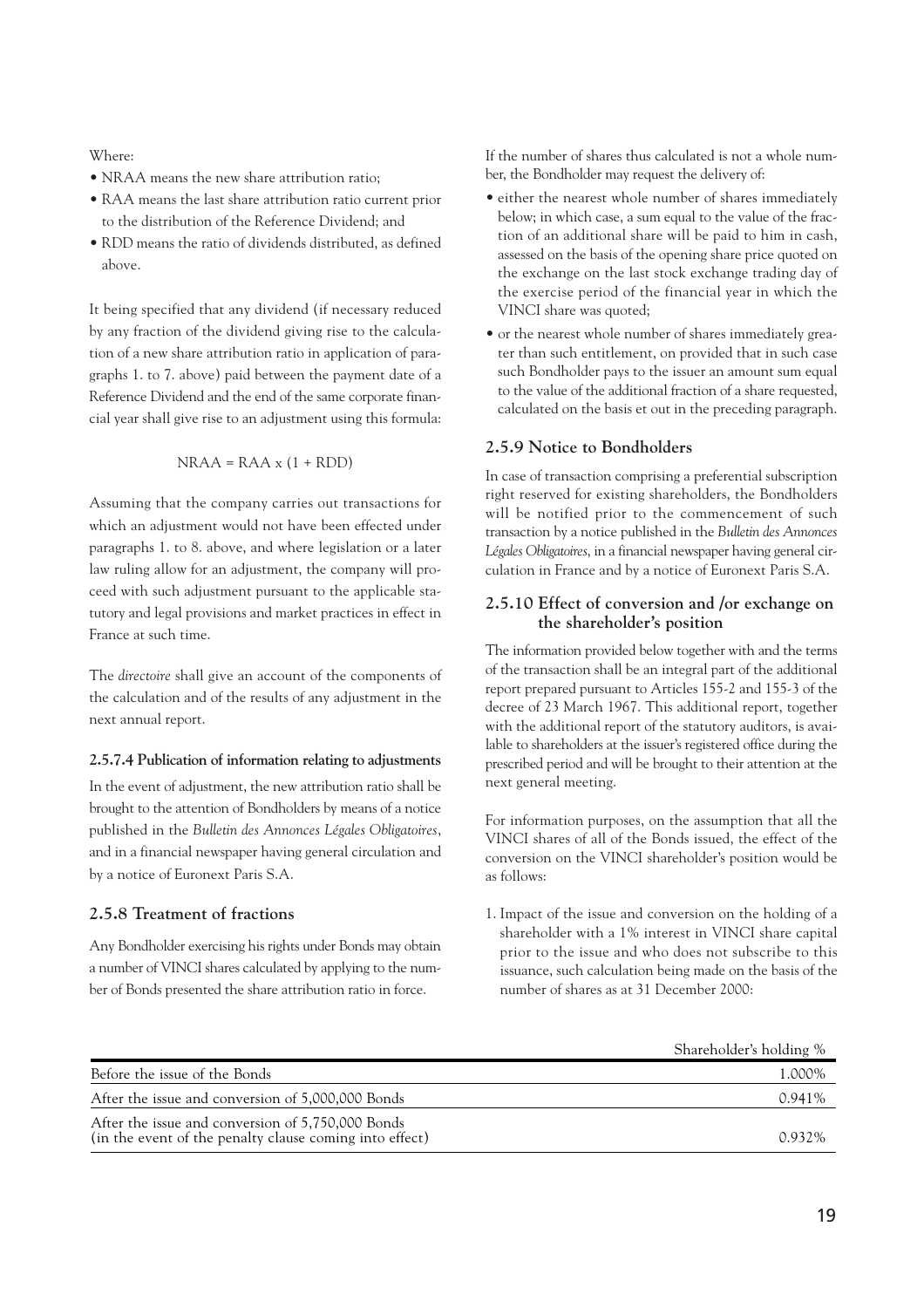Where:

- NRAA means the new share attribution ratio;
- RAA means the last share attribution ratio current prior to the distribution of the Reference Dividend; and
- RDD means the ratio of dividends distributed, as defined above.

It being specified that any dividend (if necessary reduced by any fraction of the dividend giving rise to the calculation of a new share attribution ratio in application of paragraphs 1. to 7. above) paid between the payment date of a Reference Dividend and the end of the same corporate financial year shall give rise to an adjustment using this formula:

$$NRAA = RAA \times (1 + RDD)$$

Assuming that the company carries out transactions for which an adjustment would not have been effected under paragraphs 1. to 8. above, and where legislation or a later law ruling allow for an adjustment, the company will proceed with such adjustment pursuant to the applicable statutory and legal provisions and market practices in effect in France at such time.

The *directoire* shall give an account of the components of the calculation and of the results of any adjustment in the next annual report.

#### 2.5.7.4 Publication of information relating to adjustments

In the event of adjustment, the new attribution ratio shall be brought to the attention of Bondholders by means of a notice published in the *Bulletin des Annonces Légales Obligatoires*, and in a financial newspaper having general circulation and by a notice of Euronext Paris S.A.

### 2.5.8 Treatment of fractions

Any Bondholder exercising his rights under Bonds may obtain a number of VINCI shares calculated by applying to the number of Bonds presented the share attribution ratio in force.

If the number of shares thus calculated is not a whole number, the Bondholder may request the delivery of:

- either the nearest whole number of shares immediately below; in which case, a sum equal to the value of the fraction of an additional share will be paid to him in cash, assessed on the basis of the opening share price quoted on the exchange on the last stock exchange trading day of the exercise period of the financial year in which the VINCI share was quoted;
- or the nearest whole number of shares immediately greater than such entitlement, on provided that in such case such Bondholder pays to the issuer an amount sum equal to the value of the additional fraction of a share requested, calculated on the basis et out in the preceding paragraph.

### 2.5.9 Notice to Bondholders

In case of transaction comprising a preferential subscription right reserved for existing shareholders, the Bondholders will be notified prior to the commencement of such transaction by a notice published in the *Bulletin des Annonces Légales Obligatoires*, in a financial newspaper having general circulation in France and by a notice of Euronext Paris S.A.

### 2.5.10 Effect of conversion and /or exchange on the shareholder's position

The information provided below together with and the terms of the transaction shall be an integral part of the additional report prepared pursuant to Articles 155-2 and 155-3 of the decree of 23 March 1967. This additional report, together with the additional report of the statutory auditors, is available to shareholders at the issuer's registered office during the prescribed period and will be brought to their attention at the next general meeting.

For information purposes, on the assumption that all the VINCI shares of all of the Bonds issued, the effect of the conversion on the VINCI shareholder's position would be as follows:

1. Impact of the issue and conversion on the holding of a shareholder with a 1% interest in VINCI share capital prior to the issue and who does not subscribe to this issuance, such calculation being made on the basis of the number of shares as at 31 December 2000:

| | Shareholder's holding % |
|---|---|
| Before the issue of the Bonds | 1.000% |
| After the issue and conversion of 5,000,000 Bonds | 0.941% |
| After the issue and conversion of 5,750,000 Bonds (in the event of the penalty clause coming into effect) | 0.932% |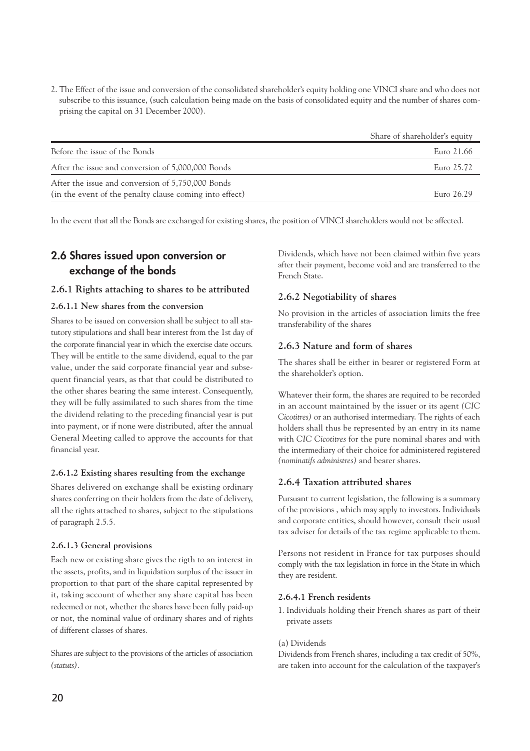2. The Effect of the issue and conversion of the consolidated shareholder's equity holding one VINCI share and who does not subscribe to this issuance, (such calculation being made on the basis of consolidated equity and the number of shares comprising the capital on 31 December 2000).

| | Share of shareholder's equity |
|---|---|
| Before the issue of the Bonds | Euro 21.66 |
| After the issue and conversion of 5,000,000 Bonds | Euro 25.72 |
| After the issue and conversion of 5,750,000 Bonds (in the event of the penalty clause coming into effect) | Euro 26.29 |

In the event that all the Bonds are exchanged for existing shares, the position of VINCI shareholders would not be affected.

## 2.6 Shares issued upon conversion or exchange of the bonds

### 2.6.1 Rights attaching to shares to be attributed

#### 2.6.1.1 New shares from the conversion

Shares to be issued on conversion shall be subject to all statutory stipulations and shall bear interest from the 1st day of the corporate financial year in which the exercise date occurs. They will be entitle to the same dividend, equal to the par value, under the said corporate financial year and subsequent financial years, as that that could be distributed to the other shares bearing the same interest. Consequently, they will be fully assimilated to such shares from the time the dividend relating to the preceding financial year is put into payment, or if none were distributed, after the annual General Meeting called to approve the accounts for that financial year.

#### 2.6.1.2 Existing shares resulting from the exchange

Shares delivered on exchange shall be existing ordinary shares conferring on their holders from the date of delivery, all the rights attached to shares, subject to the stipulations of paragraph 2.5.5.

#### 2.6.1.3 General provisions

Each new or existing share gives the rigth to an interest in the assets, profits, and in liquidation surplus of the issuer in proportion to that part of the share capital represented by it, taking account of whether any share capital has been redeemed or not, whether the shares have been fully paid-up or not, the nominal value of ordinary shares and of rights of different classes of shares.

Shares are subject to the provisions of the articles of association *(statuts)*.

Dividends, which have not been claimed within five years after their payment, become void and are transferred to the French State.

### 2.6.2 Negotiability of shares

No provision in the articles of association limits the free transferability of the shares

### 2.6.3 Nature and form of shares

The shares shall be either in bearer or registered Form at the shareholder's option.

Whatever their form, the shares are required to be recorded in an account maintained by the issuer or its agent *(CIC Cicotitres)* or an authorised intermediary. The rights of each holders shall thus be represented by an entry in its name with *CIC Cicotitres* for the pure nominal shares and with the intermediary of their choice for administered registered *(nominatifs administres)* and bearer shares.

### 2.6.4 Taxation attributed shares

Pursuant to current legislation, the following is a summary of the provisions , which may apply to investors. Individuals and corporate entities, should however, consult their usual tax adviser for details of the tax regime applicable to them.

Persons not resident in France for tax purposes should comply with the tax legislation in force in the State in which they are resident.

#### 2.6.4.1 French residents

1. Individuals holding their French shares as part of their private assets

(a) Dividends

Dividends from French shares, including a tax credit of 50%, are taken into account for the calculation of the taxpayer's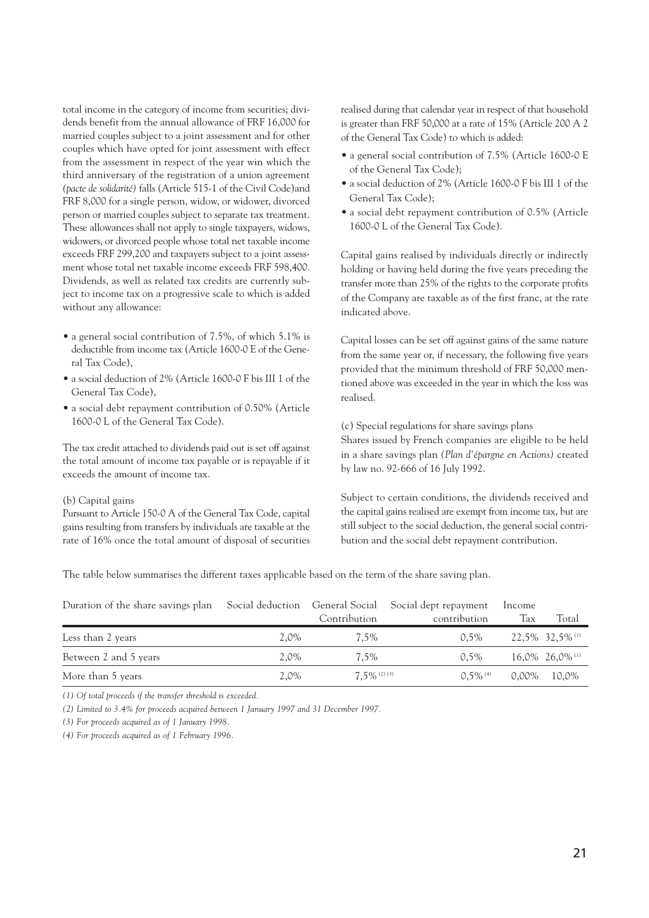total income in the category of income from securities; dividends benefit from the annual allowance of FRF 16,000 for married couples subject to a joint assessment and for other couples which have opted for joint assessment with effect from the assessment in respect of the year win which the third anniversary of the registration of a union agreement *(pacte de solidarité)* falls (Article 515-1 of the Civil Code)and FRF 8,000 for a single person, widow, or widower, divorced person or married couples subject to separate tax treatment. These allowances shall not apply to single taxpayers, widows, widowers, or divorced people whose total net taxable income exceeds FRF 299,200 and taxpayers subject to a joint assessment whose total net taxable income exceeds FRF 598,400. Dividends, as well as related tax credits are currently subject to income tax on a progressive scale to which is added without any allowance:

- a general social contribution of 7.5%, of which 5.1% is deductible from income tax (Article 1600-0 E of the General Tax Code),
- a social deduction of 2% (Article 1600-0 F bis III 1 of the General Tax Code),
- a social debt repayment contribution of 0.50% (Article 1600-0 L of the General Tax Code).

The tax credit attached to dividends paid out is set off against the total amount of income tax payable or is repayable if it exceeds the amount of income tax.

(b) Capital gains

Pursuant to Article 150-0 A of the General Tax Code, capital gains resulting from transfers by individuals are taxable at the rate of 16% once the total amount of disposal of securities realised during that calendar year in respect of that household is greater than FRF 50,000 at a rate of 15% (Article 200 A 2 of the General Tax Code) to which is added:

- a general social contribution of 7.5% (Article 1600-0 E of the General Tax Code);
- a social deduction of 2% (Article 1600-0 F bis III 1 of the General Tax Code);
- a social debt repayment contribution of 0.5% (Article 1600-0 L of the General Tax Code).

Capital gains realised by individuals directly or indirectly holding or having held during the five years preceding the transfer more than 25% of the rights to the corporate profits of the Company are taxable as of the first franc, at the rate indicated above.

Capital losses can be set off against gains of the same nature from the same year or, if necessary, the following five years provided that the minimum threshold of FRF 50,000 mentioned above was exceeded in the year in which the loss was realised.

(c) Special regulations for share savings plans

Shares issued by French companies are eligible to be held in a share savings plan *(Plan d'épargne en Actions)* created by law no. 92-666 of 16 July 1992.

Subject to certain conditions, the dividends received and the capital gains realised are exempt from income tax, but are still subject to the social deduction, the general social contribution and the social debt repayment contribution.

The table below summarises the different taxes applicable based on the term of the share saving plan.

| Duration of the share savings plan | Social deduction | General Social Contribution | Social dept repayment contribution | Income Tax | Total |
|---|---|---|---|---|---|
| Less than 2 years | 2,0% | 7,5% | 0,5% | 22,5% | 32,5% (1) |
| Between 2 and 5 years | 2,0% | 7,5% | 0,5% | 16,0% | 26,0% (1) |
| More than 5 years | 2,0% | 7,5% (2) (3) | 0,5% (4) | 0,00% | 10,0% |

*(1) Of total proceeds if the transfer threshold is exceeded.*

*(2) Limited to 3.4% for proceeds acquired between 1 January 1997 and 31 December 1997.*

*(3) For proceeds acquired as of 1 January 1998.*

*(4) For proceeds acquired as of 1 February 1996.*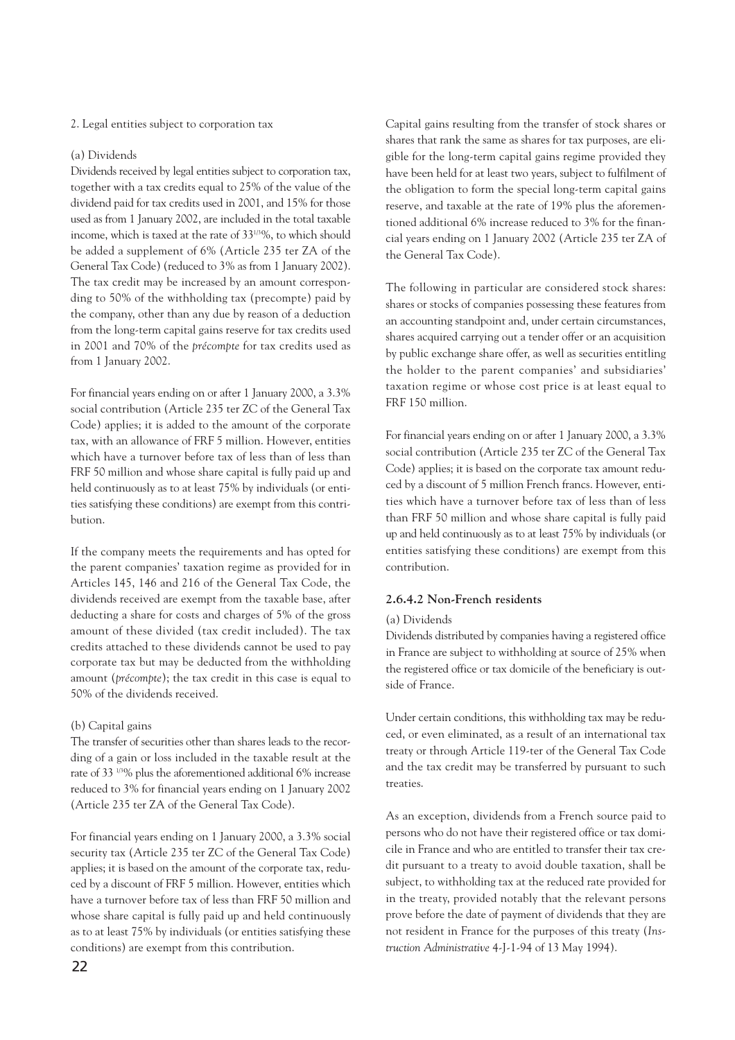2. Legal entities subject to corporation tax

(a) Dividends

Dividends received by legal entities subject to corporation tax, together with a tax credits equal to 25% of the value of the dividend paid for tax credits used in 2001, and 15% for those used as from 1 January 2002, are included in the total taxable income, which is taxed at the rate of 33$^{1/3}$%, to which should be added a supplement of 6% (Article 235 ter ZA of the General Tax Code) (reduced to 3% as from 1 January 2002). The tax credit may be increased by an amount corresponding to 50% of the withholding tax (precompte) paid by the company, other than any due by reason of a deduction from the long-term capital gains reserve for tax credits used in 2001 and 70% of the *précompte* for tax credits used as from 1 January 2002.

For financial years ending on or after 1 January 2000, a 3.3% social contribution (Article 235 ter ZC of the General Tax Code) applies; it is added to the amount of the corporate tax, with an allowance of FRF 5 million. However, entities which have a turnover before tax of less than of less than FRF 50 million and whose share capital is fully paid up and held continuously as to at least 75% by individuals (or entities satisfying these conditions) are exempt from this contribution.

If the company meets the requirements and has opted for the parent companies' taxation regime as provided for in Articles 145, 146 and 216 of the General Tax Code, the dividends received are exempt from the taxable base, after deducting a share for costs and charges of 5% of the gross amount of these divided (tax credit included). The tax credits attached to these dividends cannot be used to pay corporate tax but may be deducted from the withholding amount (*précompte*); the tax credit in this case is equal to 50% of the dividends received.

(b) Capital gains

The transfer of securities other than shares leads to the recording of a gain or loss included in the taxable result at the rate of 33 $^{1/3}$% plus the aforementioned additional 6% increase reduced to 3% for financial years ending on 1 January 2002 (Article 235 ter ZA of the General Tax Code).

For financial years ending on 1 January 2000, a 3.3% social security tax (Article 235 ter ZC of the General Tax Code) applies; it is based on the amount of the corporate tax, reduced by a discount of FRF 5 million. However, entities which have a turnover before tax of less than FRF 50 million and whose share capital is fully paid up and held continuously as to at least 75% by individuals (or entities satisfying these conditions) are exempt from this contribution.

Capital gains resulting from the transfer of stock shares or shares that rank the same as shares for tax purposes, are eligible for the long-term capital gains regime provided they have been held for at least two years, subject to fulfilment of the obligation to form the special long-term capital gains reserve, and taxable at the rate of 19% plus the aforementioned additional 6% increase reduced to 3% for the financial years ending on 1 January 2002 (Article 235 ter ZA of the General Tax Code).

The following in particular are considered stock shares: shares or stocks of companies possessing these features from an accounting standpoint and, under certain circumstances, shares acquired carrying out a tender offer or an acquisition by public exchange share offer, as well as securities entitling the holder to the parent companies' and subsidiaries' taxation regime or whose cost price is at least equal to FRF 150 million.

For financial years ending on or after 1 January 2000, a 3.3% social contribution (Article 235 ter ZC of the General Tax Code) applies; it is based on the corporate tax amount reduced by a discount of 5 million French francs. However, entities which have a turnover before tax of less than of less than FRF 50 million and whose share capital is fully paid up and held continuously as to at least 75% by individuals (or entities satisfying these conditions) are exempt from this contribution.

### 2.6.4.2 Non-French residents

(a) Dividends

Dividends distributed by companies having a registered office in France are subject to withholding at source of 25% when the registered office or tax domicile of the beneficiary is outside of France.

Under certain conditions, this withholding tax may be reduced, or even eliminated, as a result of an international tax treaty or through Article 119-ter of the General Tax Code and the tax credit may be transferred by pursuant to such treaties.

As an exception, dividends from a French source paid to persons who do not have their registered office or tax domicile in France and who are entitled to transfer their tax credit pursuant to a treaty to avoid double taxation, shall be subject, to withholding tax at the reduced rate provided for in the treaty, provided notably that the relevant persons prove before the date of payment of dividends that they are not resident in France for the purposes of this treaty (*Instruction Administrative* 4-J-1-94 of 13 May 1994).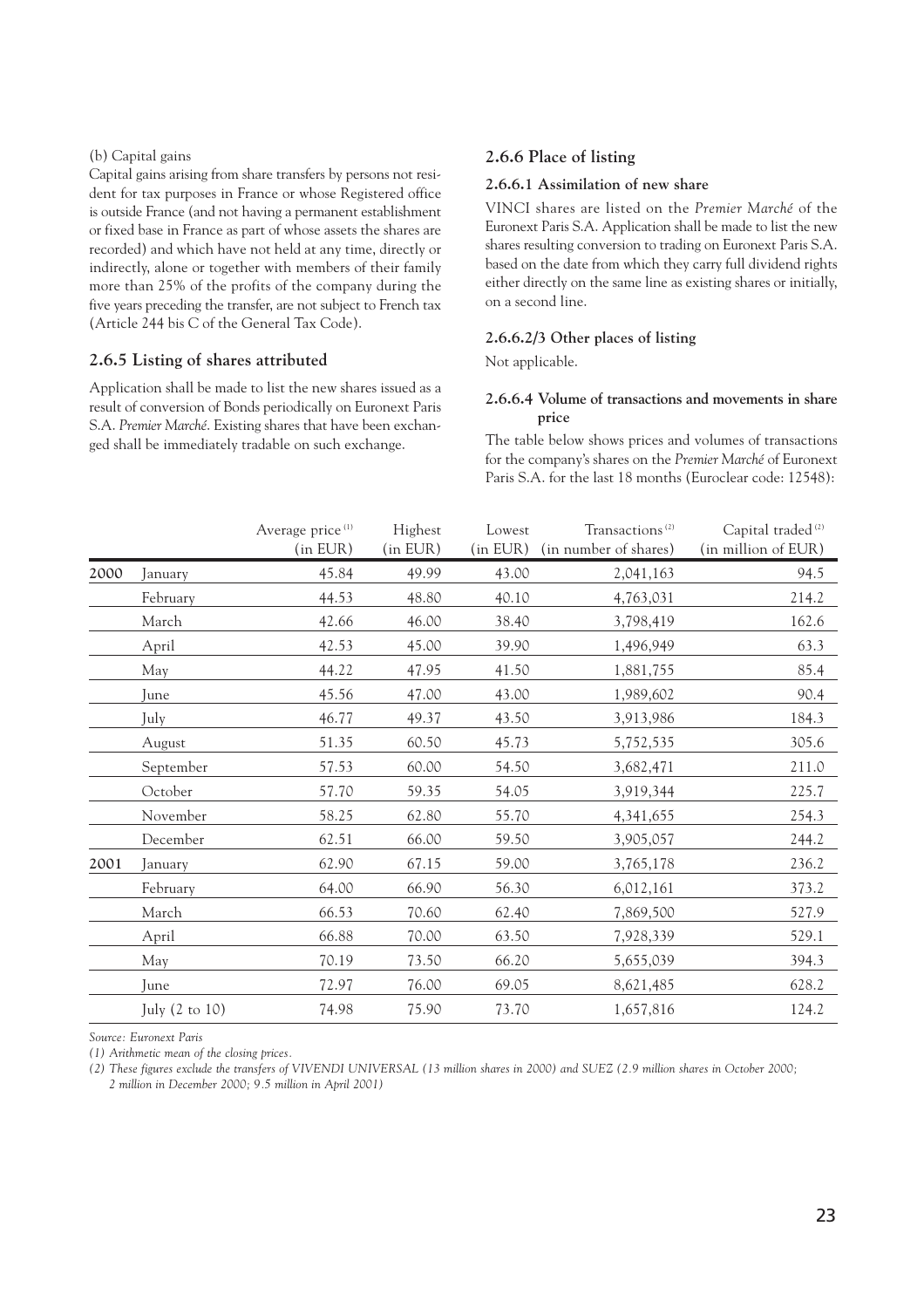(b) Capital gains

Capital gains arising from share transfers by persons not resident for tax purposes in France or whose Registered office is outside France (and not having a permanent establishment or fixed base in France as part of whose assets the shares are recorded) and which have not held at any time, directly or indirectly, alone or together with members of their family more than 25% of the profits of the company during the five years preceding the transfer, are not subject to French tax (Article 244 bis C of the General Tax Code).

### 2.6.5 Listing of shares attributed

Application shall be made to list the new shares issued as a result of conversion of Bonds periodically on Euronext Paris S.A. *Premier Marché*. Existing shares that have been exchanged shall be immediately tradable on such exchange.

### 2.6.6 Place of listing

#### 2.6.6.1 Assimilation of new share

VINCI shares are listed on the *Premier Marché* of the Euronext Paris S.A. Application shall be made to list the new shares resulting conversion to trading on Euronext Paris S.A. based on the date from which they carry full dividend rights either directly on the same line as existing shares or initially, on a second line.

#### 2.6.6.2/3 Other places of listing

Not applicable.

#### 2.6.6.4 Volume of transactions and movements in share price

The table below shows prices and volumes of transactions for the company's shares on the *Premier Marché* of Euronext Paris S.A. for the last 18 months (Euroclear code: 12548):

| | | Average price (1) (in EUR) | Highest (in EUR) | Lowest (in EUR) | Transactions (2) (in number of shares) | Capital traded (2) (in million of EUR) |
|---|---|---|---|---|---|---|
| **2000** | January | 45.84 | 49.99 | 43.00 | 2,041,163 | 94.5 |
| | February | 44.53 | 48.80 | 40.10 | 4,763,031 | 214.2 |
| | March | 42.66 | 46.00 | 38.40 | 3,798,419 | 162.6 |
| | April | 42.53 | 45.00 | 39.90 | 1,496,949 | 63.3 |
| | May | 44.22 | 47.95 | 41.50 | 1,881,755 | 85.4 |
| | June | 45.56 | 47.00 | 43.00 | 1,989,602 | 90.4 |
| | July | 46.77 | 49.37 | 43.50 | 3,913,986 | 184.3 |
| | August | 51.35 | 60.50 | 45.73 | 5,752,535 | 305.6 |
| | September | 57.53 | 60.00 | 54.50 | 3,682,471 | 211.0 |
| | October | 57.70 | 59.35 | 54.05 | 3,919,344 | 225.7 |
| | November | 58.25 | 62.80 | 55.70 | 4,341,655 | 254.3 |
| | December | 62.51 | 66.00 | 59.50 | 3,905,057 | 244.2 |
| **2001** | January | 62.90 | 67.15 | 59.00 | 3,765,178 | 236.2 |
| | February | 64.00 | 66.90 | 56.30 | 6,012,161 | 373.2 |
| | March | 66.53 | 70.60 | 62.40 | 7,869,500 | 527.9 |
| | April | 66.88 | 70.00 | 63.50 | 7,928,339 | 529.1 |
| | May | 70.19 | 73.50 | 66.20 | 5,655,039 | 394.3 |
| | June | 72.97 | 76.00 | 69.05 | 8,621,485 | 628.2 |
| | July (2 to 10) | 74.98 | 75.90 | 73.70 | 1,657,816 | 124.2 |

*Source: Euronext Paris*

*(1) Arithmetic mean of the closing prices.*

*(2) These figures exclude the transfers of VIVENDI UNIVERSAL (13 million shares in 2000) and SUEZ (2.9 million shares in October 2000; 2 million in December 2000; 9.5 million in April 2001)*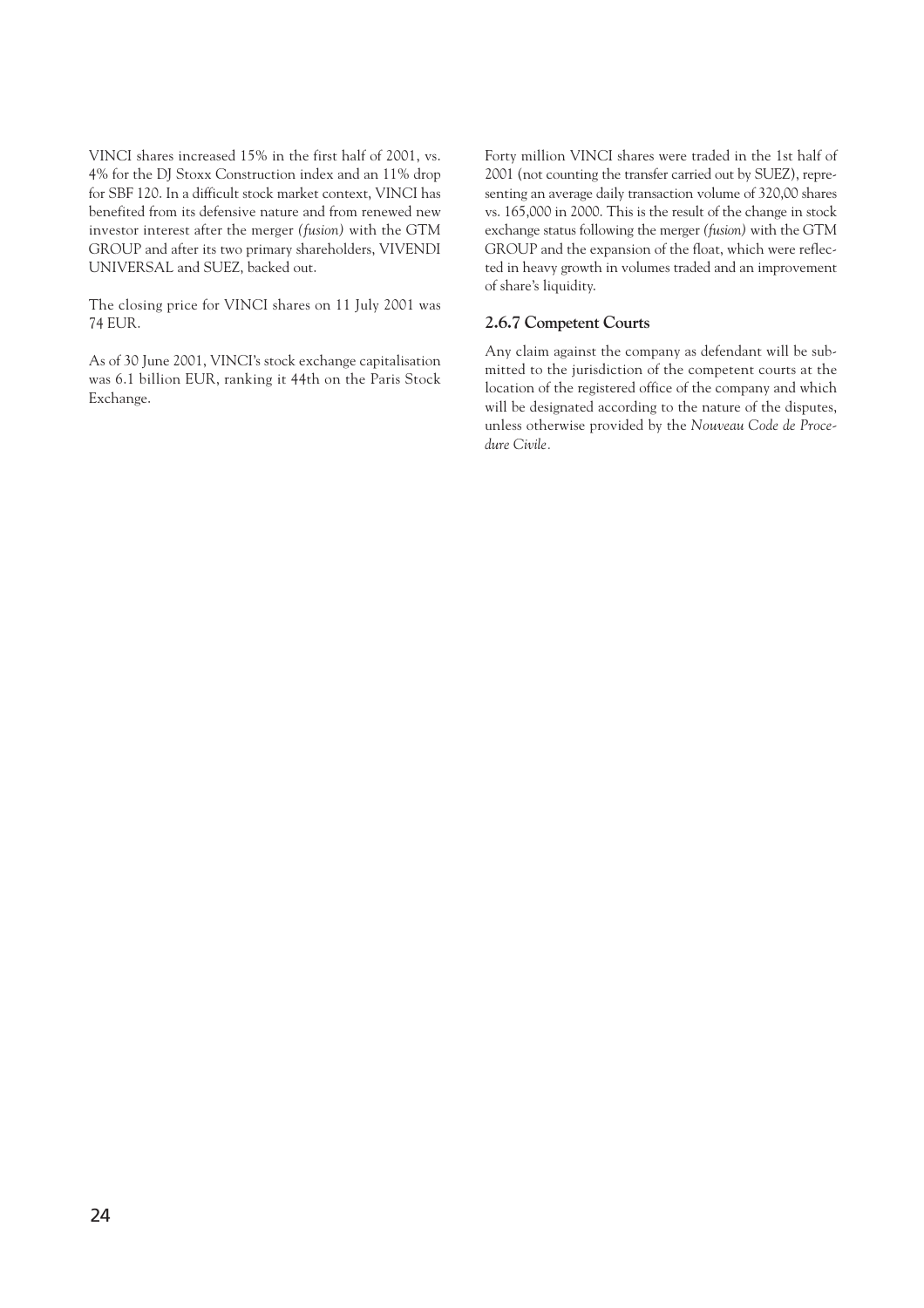VINCI shares increased 15% in the first half of 2001, vs. 4% for the DJ Stoxx Construction index and an 11% drop for SBF 120. In a difficult stock market context, VINCI has benefited from its defensive nature and from renewed new investor interest after the merger *(fusion)* with the GTM GROUP and after its two primary shareholders, VIVENDI UNIVERSAL and SUEZ, backed out.

The closing price for VINCI shares on 11 July 2001 was 74 EUR.

As of 30 June 2001, VINCI's stock exchange capitalisation was 6.1 billion EUR, ranking it 44th on the Paris Stock Exchange.

Forty million VINCI shares were traded in the 1st half of 2001 (not counting the transfer carried out by SUEZ), representing an average daily transaction volume of 320,00 shares vs. 165,000 in 2000. This is the result of the change in stock exchange status following the merger *(fusion)* with the GTM GROUP and the expansion of the float, which were reflected in heavy growth in volumes traded and an improvement of share's liquidity.

### 2.6.7 Competent Courts

Any claim against the company as defendant will be submitted to the jurisdiction of the competent courts at the location of the registered office of the company and which will be designated according to the nature of the disputes, unless otherwise provided by the *Nouveau Code de Procedure Civile*.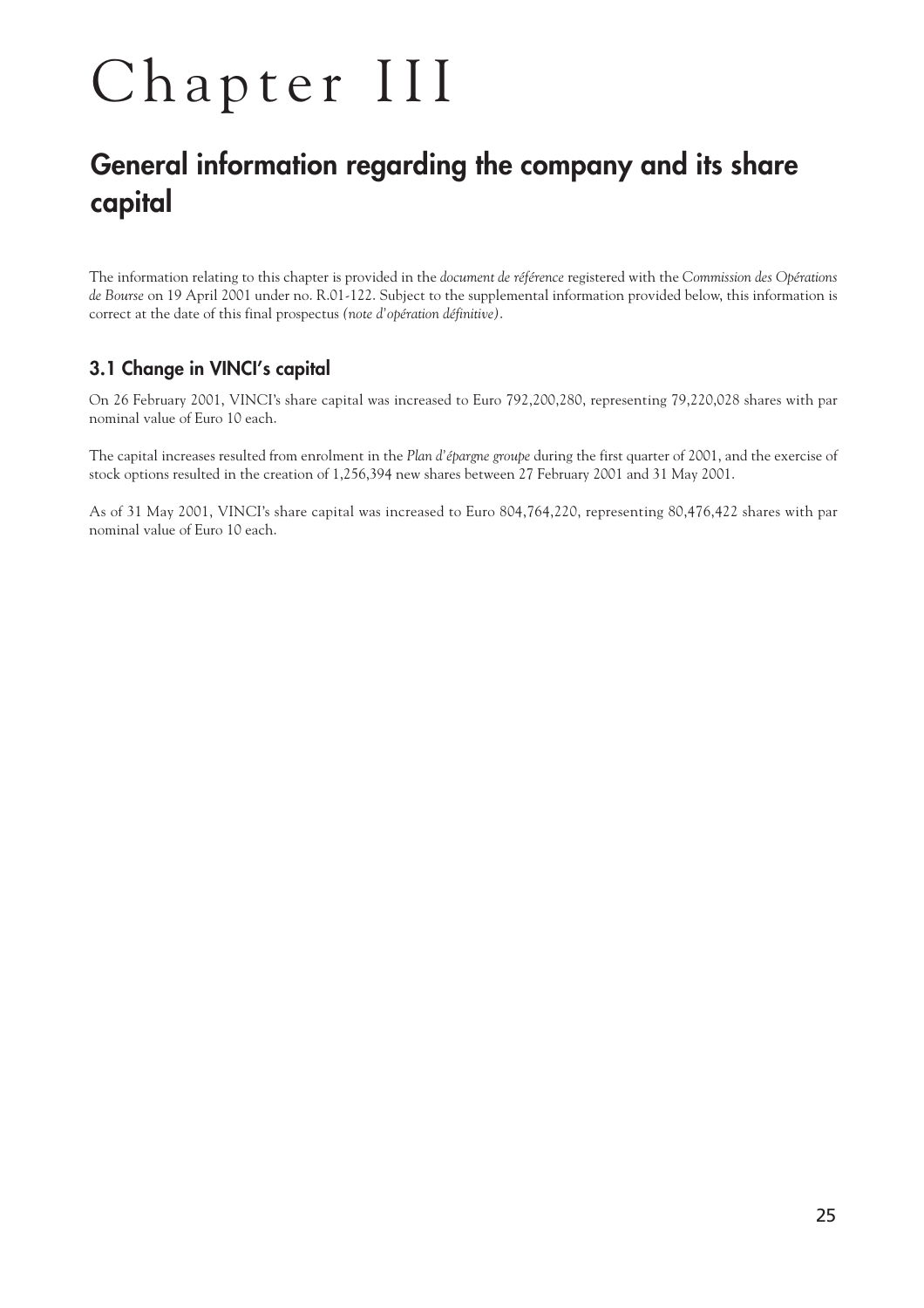# Chapter III

## General information regarding the company and its share capital

The information relating to this chapter is provided in the *document de référence* registered with the *Commission des Opérations de Bourse* on 19 April 2001 under no. R.01-122. Subject to the supplemental information provided below, this information is correct at the date of this final prospectus *(note d'opération définitive)*.

### 3.1 Change in VINCI's capital

On 26 February 2001, VINCI's share capital was increased to Euro 792,200,280, representing 79,220,028 shares with par nominal value of Euro 10 each.

The capital increases resulted from enrolment in the *Plan d'épargne groupe* during the first quarter of 2001, and the exercise of stock options resulted in the creation of 1,256,394 new shares between 27 February 2001 and 31 May 2001.

As of 31 May 2001, VINCI's share capital was increased to Euro 804,764,220, representing 80,476,422 shares with par nominal value of Euro 10 each.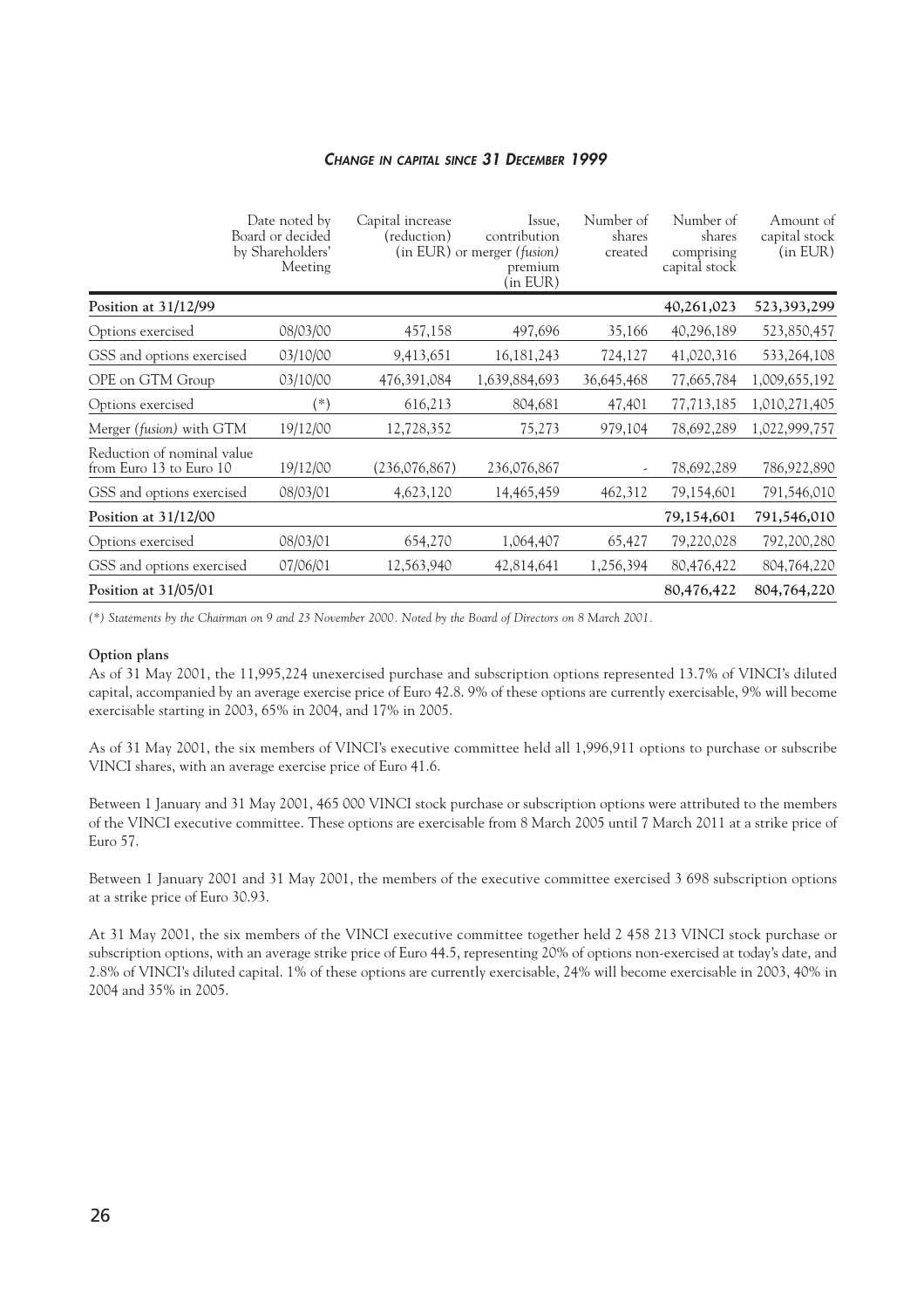### *CHANGE IN CAPITAL SINCE 31 DECEMBER 1999*

| | Date noted by Board or decided by Shareholders' Meeting | Capital increase (reduction) (in EUR) | Issue, contribution or merger (*fusion*) premium (in EUR) | Number of shares created | Number of shares comprising capital stock | Amount of capital stock (in EUR) |
|---|---|---|---|---|---|---|
| **Position at 31/12/99** | | | | | **40,261,023** | **523,393,299** |
| Options exercised | 08/03/00 | 457,158 | 497,696 | 35,166 | 40,296,189 | 523,850,457 |
| GSS and options exercised | 03/10/00 | 9,413,651 | 16,181,243 | 724,127 | 41,020,316 | 533,264,108 |
| OPE on GTM Group | 03/10/00 | 476,391,084 | 1,639,884,693 | 36,645,468 | 77,665,784 | 1,009,655,192 |
| Options exercised | (*) | 616,213 | 804,681 | 47,401 | 77,713,185 | 1,010,271,405 |
| Merger (*fusion*) with GTM | 19/12/00 | 12,728,352 | 75,273 | 979,104 | 78,692,289 | 1,022,999,757 |
| Reduction of nominal value from Euro 13 to Euro 10 | 19/12/00 | (236,076,867) | 236,076,867 | - | 78,692,289 | 786,922,890 |
| GSS and options exercised | 08/03/01 | 4,623,120 | 14,465,459 | 462,312 | 79,154,601 | 791,546,010 |
| **Position at 31/12/00** | | | | | **79,154,601** | **791,546,010** |
| Options exercised | 08/03/01 | 654,270 | 1,064,407 | 65,427 | 79,220,028 | 792,200,280 |
| GSS and options exercised | 07/06/01 | 12,563,940 | 42,814,641 | 1,256,394 | 80,476,422 | 804,764,220 |
| **Position at 31/05/01** | | | | | **80,476,422** | **804,764,220** |

*(*) Statements by the Chairman on 9 and 23 November 2000. Noted by the Board of Directors on 8 March 2001.*

**Option plans**

As of 31 May 2001, the 11,995,224 unexercised purchase and subscription options represented 13.7% of VINCI's diluted capital, accompanied by an average exercise price of Euro 42.8. 9% of these options are currently exercisable, 9% will become exercisable starting in 2003, 65% in 2004, and 17% in 2005.

As of 31 May 2001, the six members of VINCI's executive committee held all 1,996,911 options to purchase or subscribe VINCI shares, with an average exercise price of Euro 41.6.

Between 1 January and 31 May 2001, 465 000 VINCI stock purchase or subscription options were attributed to the members of the VINCI executive committee. These options are exercisable from 8 March 2005 until 7 March 2011 at a strike price of Euro 57.

Between 1 January 2001 and 31 May 2001, the members of the executive committee exercised 3 698 subscription options at a strike price of Euro 30.93.

At 31 May 2001, the six members of the VINCI executive committee together held 2 458 213 VINCI stock purchase or subscription options, with an average strike price of Euro 44.5, representing 20% of options non-exercised at today's date, and 2.8% of VINCI's diluted capital. 1% of these options are currently exercisable, 24% will become exercisable in 2003, 40% in 2004 and 35% in 2005.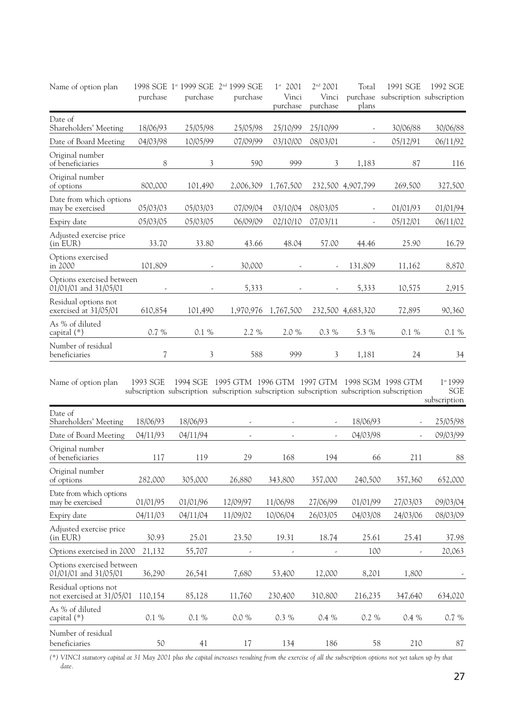| Name of option plan | 1998 SGE purchase | 1st 1999 SGE purchase | 2nd 1999 SGE purchase | 1st 2001 Vinci purchase | 2nd 2001 Vinci purchase | Total purchase plans | 1991 SGE subscription | 1992 SGE subscription |
|---|---|---|---|---|---|---|---|---|
| Date of Shareholders' Meeting | 18/06/93 | 25/05/98 | 25/05/98 | 25/10/99 | 25/10/99 | - | 30/06/88 | 30/06/88 |
| Date of Board Meeting | 04/03/98 | 10/05/99 | 07/09/99 | 03/10/00 | 08/03/01 | - | 05/12/91 | 06/11/92 |
| Original number of beneficiaries | 8 | 3 | 590 | 999 | 3 | 1,183 | 87 | 116 |
| Original number of options | 800,000 | 101,490 | 2,006,309 | 1,767,500 | 232,500 | 4,907,799 | 269,500 | 327,500 |
| Date from which options may be exercised | 05/03/03 | 05/03/03 | 07/09/04 | 03/10/04 | 08/03/05 | - | 01/01/93 | 01/01/94 |
| Expiry date | 05/03/05 | 05/03/05 | 06/09/09 | 02/10/10 | 07/03/11 | - | 05/12/01 | 06/11/02 |
| Adjusted exercise price (in EUR) | 33.70 | 33.80 | 43.66 | 48.04 | 57.00 | 44.46 | 25.90 | 16.79 |
| Options exercised in 2000 | 101,809 | - | 30,000 | - | - | 131,809 | 11,162 | 8,870 |
| Options exercised between 01/01/01 and 31/05/01 | - | - | 5,333 | - | - | 5,333 | 10,575 | 2,915 |
| Residual options not exercised at 31/05/01 | 610,854 | 101,490 | 1,970,976 | 1,767,500 | 232,500 | 4,683,320 | 72,895 | 90,360 |
| As % of diluted capital (*) | 0.7 % | 0.1 % | 2.2 % | 2.0 % | 0.3 % | 5.3 % | 0.1 % | 0.1 % |
| Number of residual beneficiaries | 7 | 3 | 588 | 999 | 3 | 1,181 | 24 | 34 |

| Name of option plan | 1993 SGE subscription | 1994 SGE subscription | 1995 GTM subscription | 1996 GTM subscription | 1997 GTM subscription | 1998 SGM subscription | 1998 GTM subscription | 1st 1999 SGE subscription |
|---|---|---|---|---|---|---|---|---|
| Date of Shareholders' Meeting | 18/06/93 | 18/06/93 | - | - | - | 18/06/93 | - | 25/05/98 |
| Date of Board Meeting | 04/11/93 | 04/11/94 | - | - | - | 04/03/98 | - | 09/03/99 |
| Original number of beneficiaries | 117 | 119 | 29 | 168 | 194 | 66 | 211 | 88 |
| Original number of options | 282,000 | 305,000 | 26,880 | 343,800 | 357,000 | 240,500 | 357,360 | 652,000 |
| Date from which options may be exercised | 01/01/95 | 01/01/96 | 12/09/97 | 11/06/98 | 27/06/99 | 01/01/99 | 27/03/03 | 09/03/04 |
| Expiry date | 04/11/03 | 04/11/04 | 11/09/02 | 10/06/04 | 26/03/05 | 04/03/08 | 24/03/06 | 08/03/09 |
| Adjusted exercise price (in EUR) | 30.93 | 25.01 | 23.50 | 19.31 | 18.74 | 25.61 | 25.41 | 37.98 |
| Options exercised in 2000 | 21,132 | 55,707 | - | - | - | 100 | - | 20,063 |
| Options exercised between 01/01/01 and 31/05/01 | 36,290 | 26,541 | 7,680 | 53,400 | 12,000 | 8,201 | 1,800 | - |
| Residual options not exercised at 31/05/01 | 110,154 | 85,128 | 11,760 | 230,400 | 310,800 | 216,235 | 347,640 | 634,020 |
| As % of diluted capital (*) | 0.1 % | 0.1 % | 0.0 % | 0.3 % | 0.4 % | 0.2 % | 0.4 % | 0.7 % |
| Number of residual beneficiaries | 50 | 41 | 17 | 134 | 186 | 58 | 210 | 87 |

*(*) VINCI statutory capital at 31 May 2001 plus the capital increases resulting from the exercise of all the subscription options not yet taken up by that date.*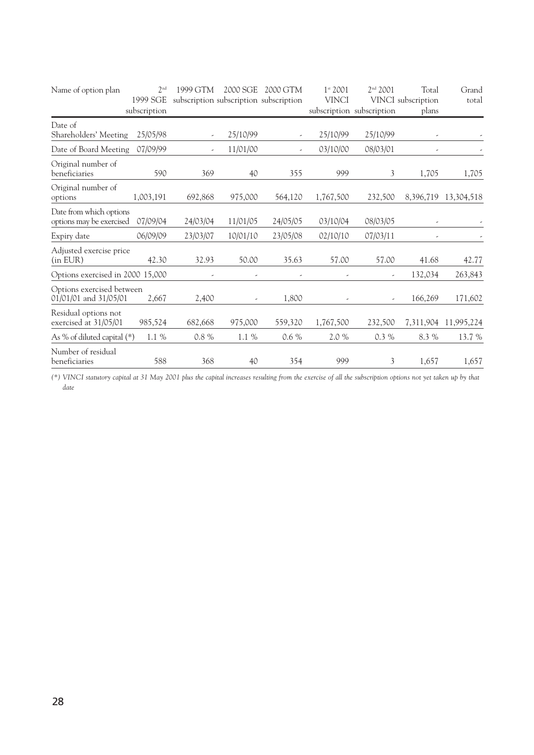| Name of option plan | 2nd 1999 SGE subscription | 1999 GTM subscription | 2000 SGE subscription | 2000 GTM subscription | 1st 2001 VINCI subscription | 2nd 2001 VINCI subscription | Total subscription plans | Grand total |
|---|---|---|---|---|---|---|---|---|
| Date of Shareholders' Meeting | 25/05/98 | - | 25/10/99 | - | 25/10/99 | 25/10/99 | - | - |
| Date of Board Meeting | 07/09/99 | - | 11/01/00 | - | 03/10/00 | 08/03/01 | - | - |
| Original number of beneficiaries | 590 | 369 | 40 | 355 | 999 | 3 | 1,705 | 1,705 |
| Original number of options | 1,003,191 | 692,868 | 975,000 | 564,120 | 1,767,500 | 232,500 | 8,396,719 | 13,304,518 |
| Date from which options options may be exercised | 07/09/04 | 24/03/04 | 11/01/05 | 24/05/05 | 03/10/04 | 08/03/05 | - | - |
| Expiry date | 06/09/09 | 23/03/07 | 10/01/10 | 23/05/08 | 02/10/10 | 07/03/11 | - | - |
| Adjusted exercise price (in EUR) | 42.30 | 32.93 | 50.00 | 35.63 | 57.00 | 57.00 | 41.68 | 42.77 |
| Options exercised in 2000 | 15,000 | - | - | - | - | - | 132,034 | 263,843 |
| Options exercised between 01/01/01 and 31/05/01 | 2,667 | 2,400 | - | 1,800 | - | - | 166,269 | 171,602 |
| Residual options not exercised at 31/05/01 | 985,524 | 682,668 | 975,000 | 559,320 | 1,767,500 | 232,500 | 7,311,904 | 11,995,224 |
| As % of diluted capital (*) | 1.1 % | 0.8 % | 1.1 % | 0.6 % | 2.0 % | 0.3 % | 8.3 % | 13.7 % |
| Number of residual beneficiaries | 588 | 368 | 40 | 354 | 999 | 3 | 1,657 | 1,657 |

*(\*) VINCI statutory capital at 31 May 2001 plus the capital increases resulting from the exercise of all the subscription options not yet taken up by that date*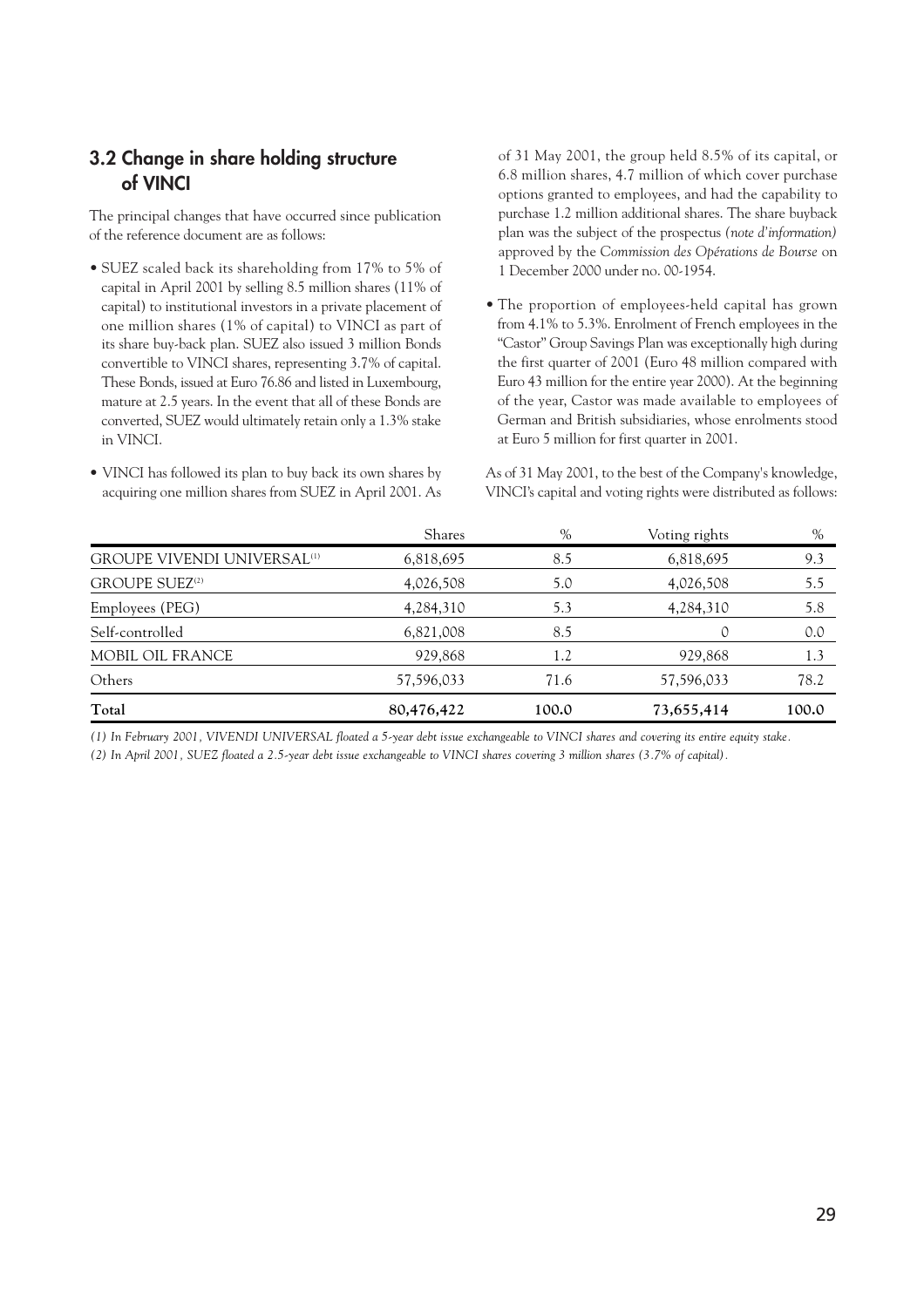## 3.2 Change in share holding structure of VINCI

The principal changes that have occurred since publication of the reference document are as follows:

- SUEZ scaled back its shareholding from 17% to 5% of capital in April 2001 by selling 8.5 million shares (11% of capital) to institutional investors in a private placement of one million shares (1% of capital) to VINCI as part of its share buy-back plan. SUEZ also issued 3 million Bonds convertible to VINCI shares, representing 3.7% of capital. These Bonds, issued at Euro 76.86 and listed in Luxembourg, mature at 2.5 years. In the event that all of these Bonds are converted, SUEZ would ultimately retain only a 1.3% stake in VINCI.
- VINCI has followed its plan to buy back its own shares by acquiring one million shares from SUEZ in April 2001. As of 31 May 2001, the group held 8.5% of its capital, or 6.8 million shares, 4.7 million of which cover purchase options granted to employees, and had the capability to purchase 1.2 million additional shares. The share buyback plan was the subject of the prospectus *(note d'information)* approved by the *Commission des Opérations de Bourse* on 1 December 2000 under no. 00-1954.
- The proportion of employees-held capital has grown from 4.1% to 5.3%. Enrolment of French employees in the "Castor" Group Savings Plan was exceptionally high during the first quarter of 2001 (Euro 48 million compared with Euro 43 million for the entire year 2000). At the beginning of the year, Castor was made available to employees of German and British subsidiaries, whose enrolments stood at Euro 5 million for first quarter in 2001.

As of 31 May 2001, to the best of the Company's knowledge, VINCI's capital and voting rights were distributed as follows:

| | Shares | % | Voting rights | % |
|---|---|---|---|---|
| GROUPE VIVENDI UNIVERSAL[1] | 6,818,695 | 8.5 | 6,818,695 | 9.3 |
| GROUPE SUEZ[2] | 4,026,508 | 5.0 | 4,026,508 | 5.5 |
| Employees (PEG) | 4,284,310 | 5.3 | 4,284,310 | 5.8 |
| Self-controlled | 6,821,008 | 8.5 | 0 | 0.0 |
| MOBIL OIL FRANCE | 929,868 | 1.2 | 929,868 | 1.3 |
| Others | 57,596,033 | 71.6 | 57,596,033 | 78.2 |
| **Total** | **80,476,422** | **100.0** | **73,655,414** | **100.0** |

*(1) In February 2001, VIVENDI UNIVERSAL floated a 5-year debt issue exchangeable to VINCI shares and covering its entire equity stake.*

*(2) In April 2001, SUEZ floated a 2.5-year debt issue exchangeable to VINCI shares covering 3 million shares (3.7% of capital).*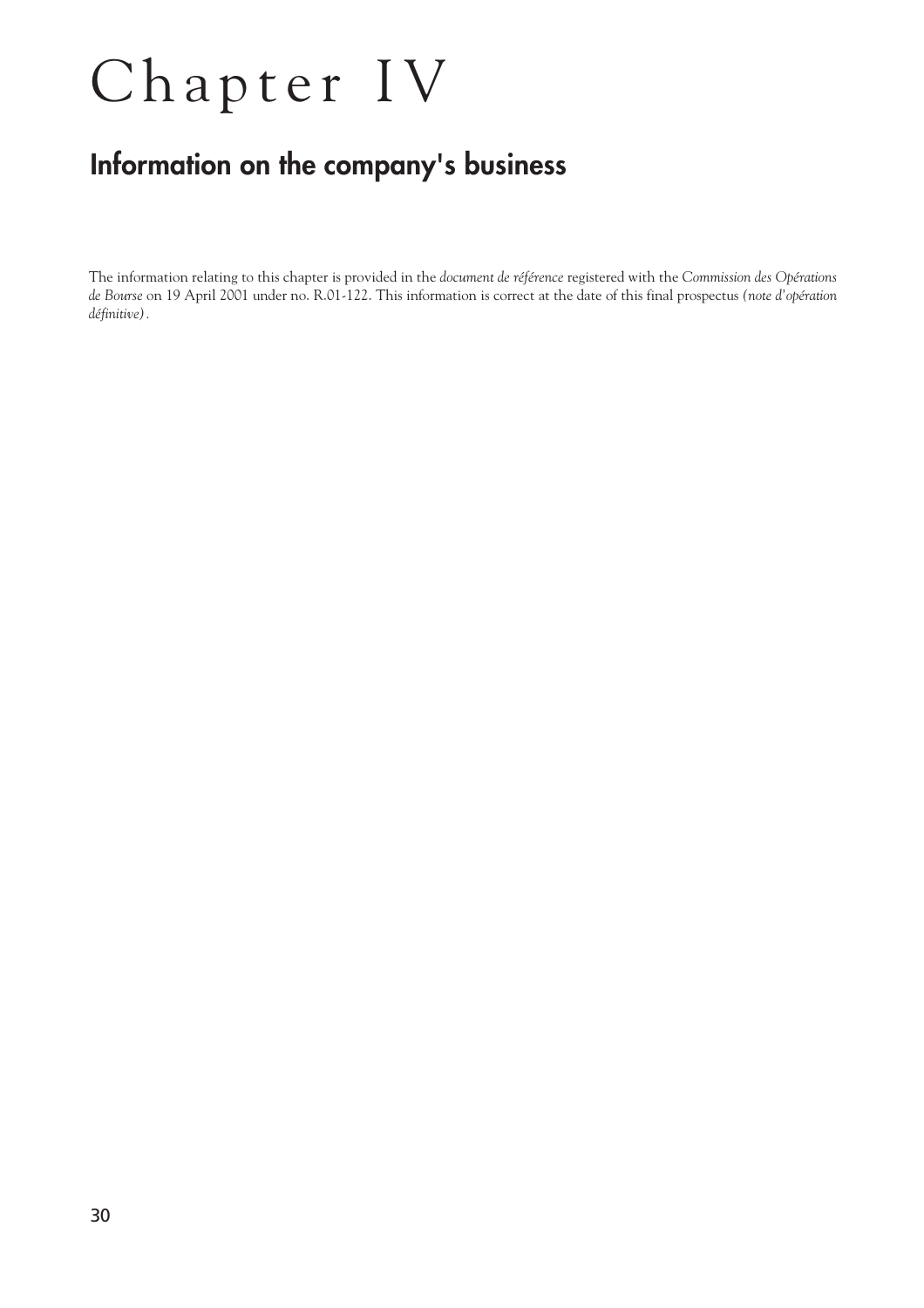# Chapter IV

## Information on the company's business

The information relating to this chapter is provided in the *document de référence* registered with the *Commission des Opérations de Bourse* on 19 April 2001 under no. R.01-122. This information is correct at the date of this final prospectus *(note d'opération définitive)*.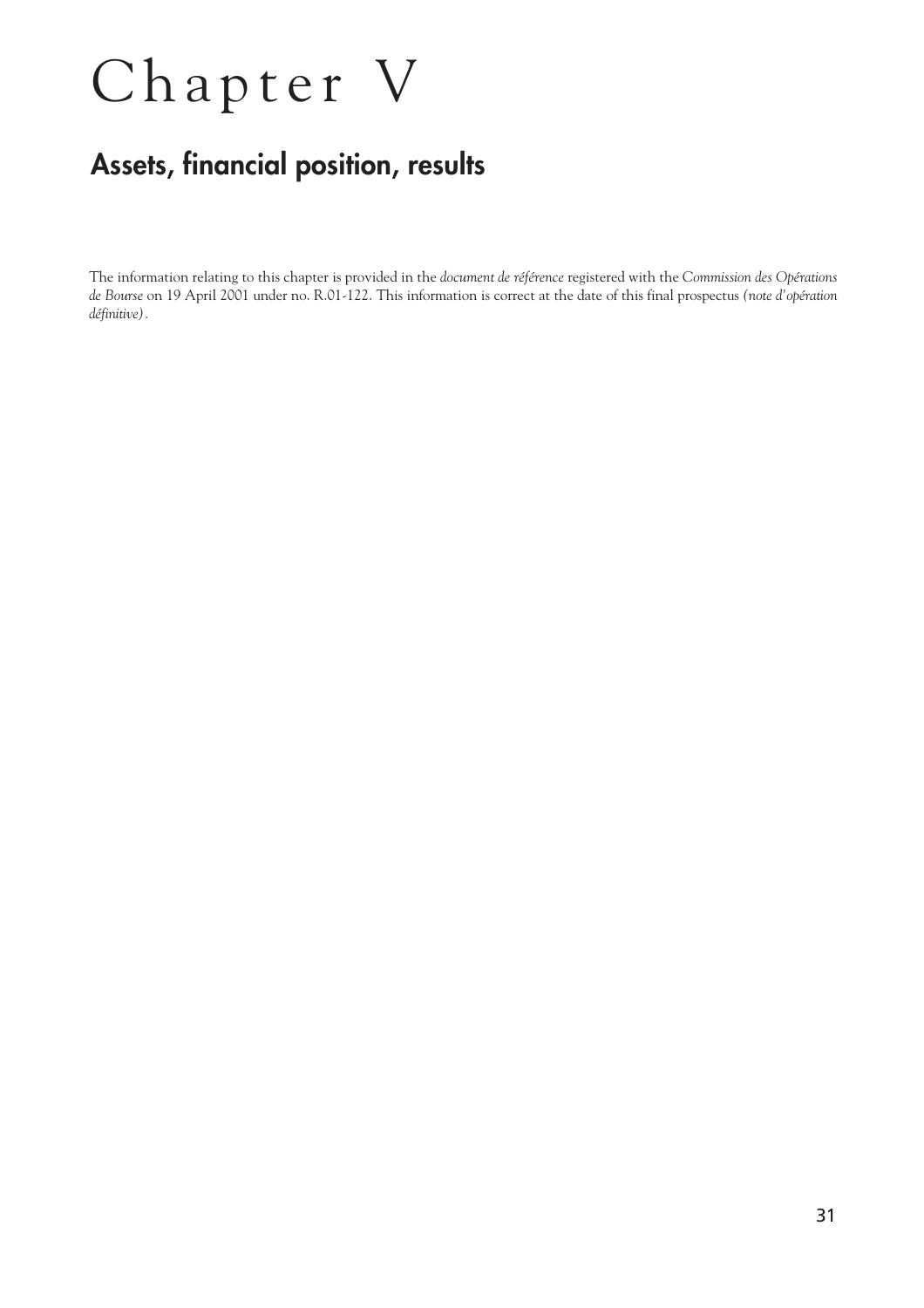# Chapter V

## Assets, financial position, results

The information relating to this chapter is provided in the *document de référence* registered with the *Commission des Opérations de Bourse* on 19 April 2001 under no. R.01-122. This information is correct at the date of this final prospectus *(note d'opération définitive)*.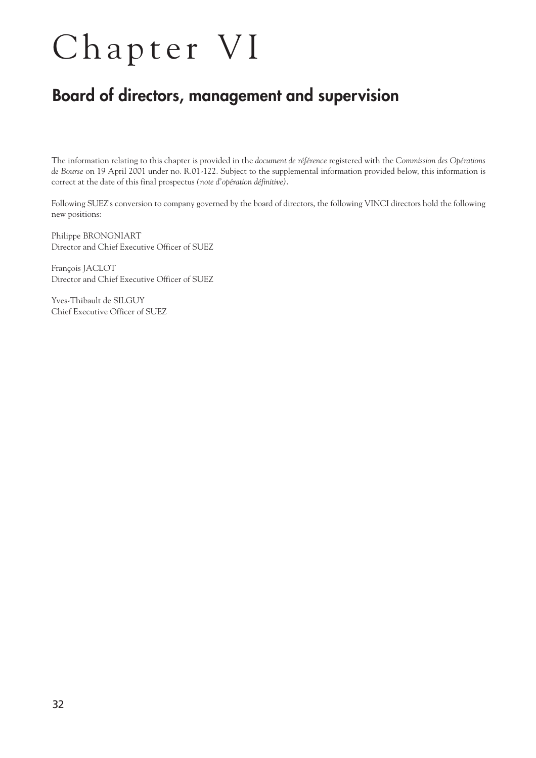# Chapter VI

## Board of directors, management and supervision

The information relating to this chapter is provided in the *document de référence* registered with the *Commission des Opérations de Bourse* on 19 April 2001 under no. R.01-122. Subject to the supplemental information provided below, this information is correct at the date of this final prospectus *(note d'opération définitive)*.

Following SUEZ's conversion to company governed by the board of directors, the following VINCI directors hold the following new positions:

Philippe BRONGNIART
Director and Chief Executive Officer of SUEZ

François JACLOT
Director and Chief Executive Officer of SUEZ

Yves-Thibault de SILGUY
Chief Executive Officer of SUEZ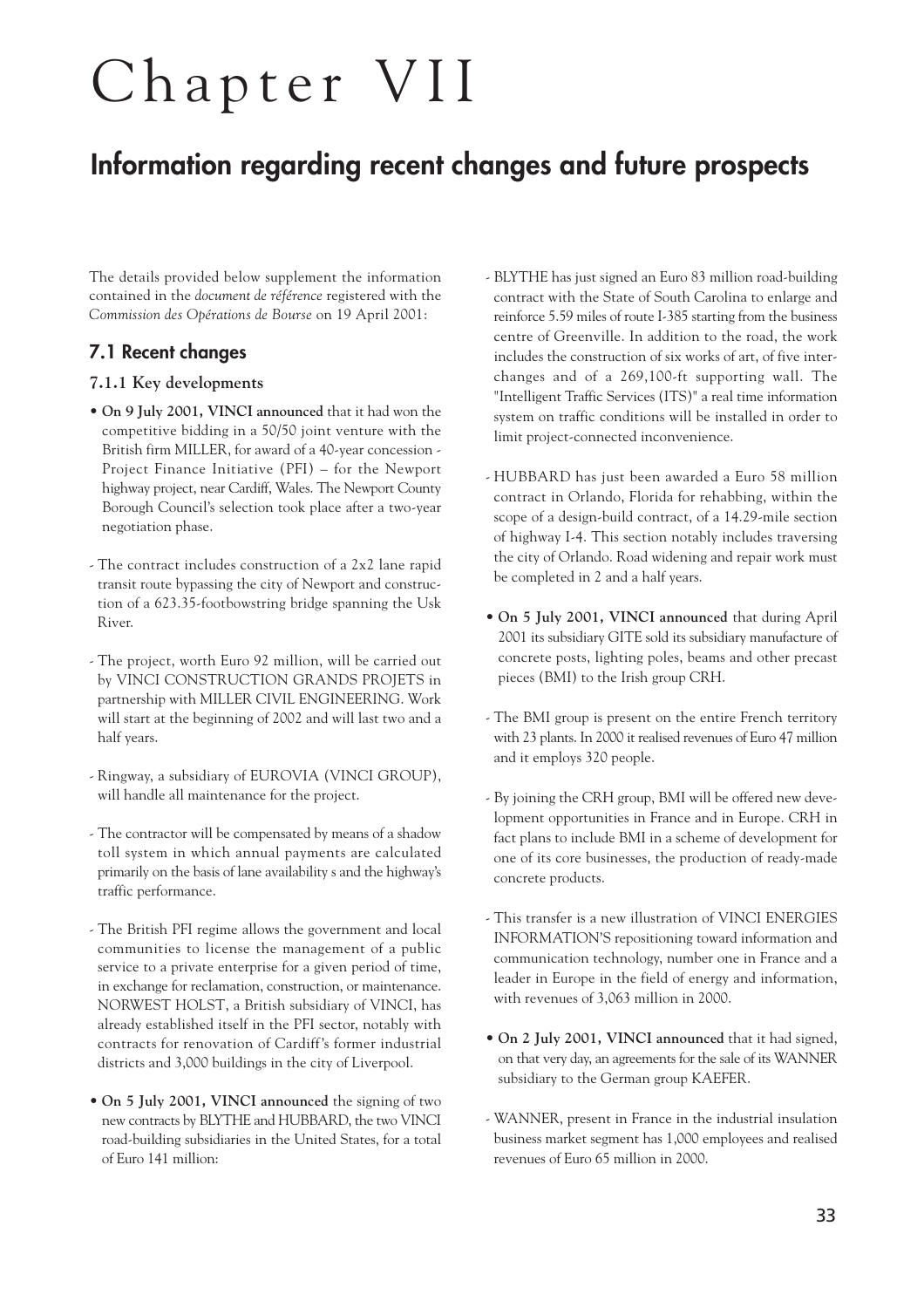# Chapter VII

## Information regarding recent changes and future prospects

The details provided below supplement the information contained in the *document de référence* registered with the *Commission des Opérations de Bourse* on 19 April 2001:

### 7.1 Recent changes

#### 7.1.1 Key developments

- **On 9 July 2001, VINCI announced** that it had won the competitive bidding in a 50/50 joint venture with the British firm MILLER, for award of a 40-year concession - Project Finance Initiative (PFI) – for the Newport highway project, near Cardiff, Wales. The Newport County Borough Council's selection took place after a two-year negotiation phase.

- The contract includes construction of a 2x2 lane rapid transit route bypassing the city of Newport and construction of a 623.35-footbowstring bridge spanning the Usk River.

- The project, worth Euro 92 million, will be carried out by VINCI CONSTRUCTION GRANDS PROJETS in partnership with MILLER CIVIL ENGINEERING. Work will start at the beginning of 2002 and will last two and a half years.

- Ringway, a subsidiary of EUROVIA (VINCI GROUP), will handle all maintenance for the project.

- The contractor will be compensated by means of a shadow toll system in which annual payments are calculated primarily on the basis of lane availability s and the highway's traffic performance.

- The British PFI regime allows the government and local communities to license the management of a public service to a private enterprise for a given period of time, in exchange for reclamation, construction, or maintenance. NORWEST HOLST, a British subsidiary of VINCI, has already established itself in the PFI sector, notably with contracts for renovation of Cardiff's former industrial districts and 3,000 buildings in the city of Liverpool.

- **On 5 July 2001, VINCI announced** the signing of two new contracts by BLYTHE and HUBBARD, the two VINCI road-building subsidiaries in the United States, for a total of Euro 141 million:

- BLYTHE has just signed an Euro 83 million road-building contract with the State of South Carolina to enlarge and reinforce 5.59 miles of route I-385 starting from the business centre of Greenville. In addition to the road, the work includes the construction of six works of art, of five interchanges and of a 269,100-ft supporting wall. The "Intelligent Traffic Services (ITS)" a real time information system on traffic conditions will be installed in order to limit project-connected inconvenience.

- HUBBARD has just been awarded a Euro 58 million contract in Orlando, Florida for rehabbing, within the scope of a design-build contract, of a 14.29-mile section of highway I-4. This section notably includes traversing the city of Orlando. Road widening and repair work must be completed in 2 and a half years.

- **On 5 July 2001, VINCI announced** that during April 2001 its subsidiary GITE sold its subsidiary manufacture of concrete posts, lighting poles, beams and other precast pieces (BMI) to the Irish group CRH.

- The BMI group is present on the entire French territory with 23 plants. In 2000 it realised revenues of Euro 47 million and it employs 320 people.

- By joining the CRH group, BMI will be offered new development opportunities in France and in Europe. CRH in fact plans to include BMI in a scheme of development for one of its core businesses, the production of ready-made concrete products.

- This transfer is a new illustration of VINCI ENERGIES INFORMATION'S repositioning toward information and communication technology, number one in France and a leader in Europe in the field of energy and information, with revenues of 3,063 million in 2000.

- **On 2 July 2001, VINCI announced** that it had signed, on that very day, an agreements for the sale of its WANNER subsidiary to the German group KAEFER.

- WANNER, present in France in the industrial insulation business market segment has 1,000 employees and realised revenues of Euro 65 million in 2000.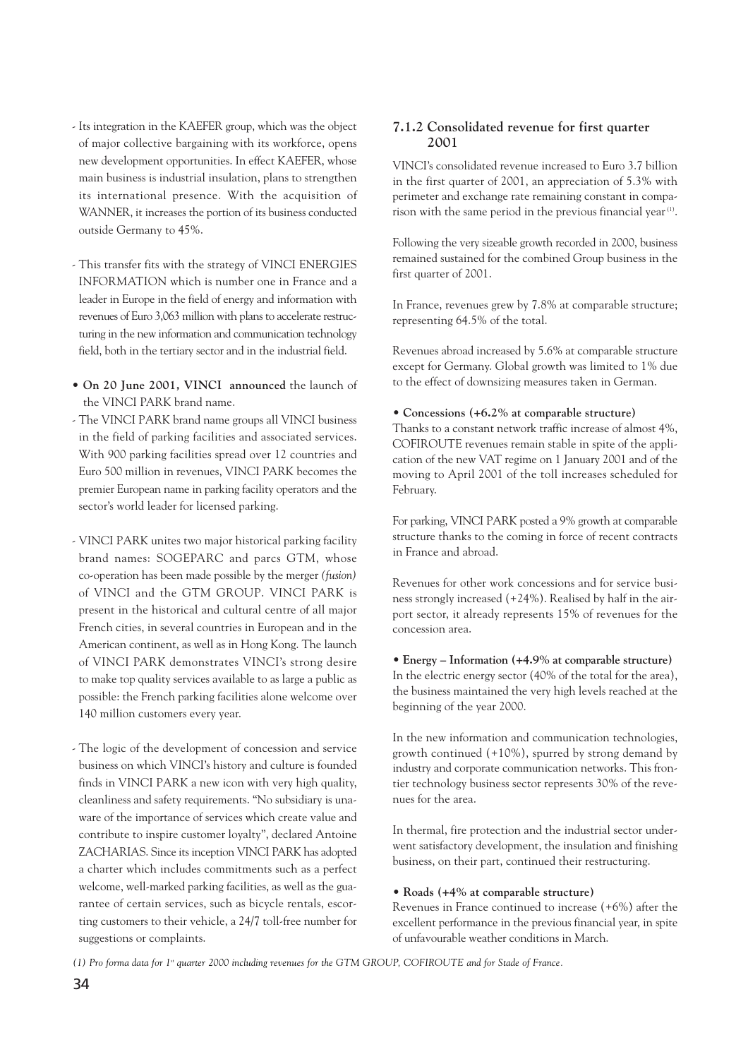- Its integration in the KAEFER group, which was the object of major collective bargaining with its workforce, opens new development opportunities. In effect KAEFER, whose main business is industrial insulation, plans to strengthen its international presence. With the acquisition of WANNER, it increases the portion of its business conducted outside Germany to 45%.

- This transfer fits with the strategy of VINCI ENERGIES INFORMATION which is number one in France and a leader in Europe in the field of energy and information with revenues of Euro 3,063 million with plans to accelerate restructuring in the new information and communication technology field, both in the tertiary sector and in the industrial field.

- **On 20 June 2001, VINCI announced** the launch of the VINCI PARK brand name.
- The VINCI PARK brand name groups all VINCI business in the field of parking facilities and associated services. With 900 parking facilities spread over 12 countries and Euro 500 million in revenues, VINCI PARK becomes the premier European name in parking facility operators and the sector's world leader for licensed parking.

- VINCI PARK unites two major historical parking facility brand names: SOGEPARC and parcs GTM, whose co-operation has been made possible by the merger *(fusion)* of VINCI and the GTM GROUP. VINCI PARK is present in the historical and cultural centre of all major French cities, in several countries in European and in the American continent, as well as in Hong Kong. The launch of VINCI PARK demonstrates VINCI's strong desire to make top quality services available to as large a public as possible: the French parking facilities alone welcome over 140 million customers every year.

- The logic of the development of concession and service business on which VINCI's history and culture is founded finds in VINCI PARK a new icon with very high quality, cleanliness and safety requirements. "No subsidiary is unaware of the importance of services which create value and contribute to inspire customer loyalty", declared Antoine ZACHARIAS. Since its inception VINCI PARK has adopted a charter which includes commitments such as a perfect welcome, well-marked parking facilities, as well as the guarantee of certain services, such as bicycle rentals, escorting customers to their vehicle, a 24/7 toll-free number for suggestions or complaints.

### 7.1.2 Consolidated revenue for first quarter 2001

VINCI's consolidated revenue increased to Euro 3.7 billion in the first quarter of 2001, an appreciation of 5.3% with perimeter and exchange rate remaining constant in comparison with the same period in the previous financial year [1].

Following the very sizeable growth recorded in 2000, business remained sustained for the combined Group business in the first quarter of 2001.

In France, revenues grew by 7.8% at comparable structure; representing 64.5% of the total.

Revenues abroad increased by 5.6% at comparable structure except for Germany. Global growth was limited to 1% due to the effect of downsizing measures taken in German.

**• Concessions (+6.2% at comparable structure)**

Thanks to a constant network traffic increase of almost 4%, COFIROUTE revenues remain stable in spite of the application of the new VAT regime on 1 January 2001 and of the moving to April 2001 of the toll increases scheduled for February.

For parking, VINCI PARK posted a 9% growth at comparable structure thanks to the coming in force of recent contracts in France and abroad.

Revenues for other work concessions and for service business strongly increased (+24%). Realised by half in the airport sector, it already represents 15% of revenues for the concession area.

**• Energy – Information (+4.9% at comparable structure)**

In the electric energy sector (40% of the total for the area), the business maintained the very high levels reached at the beginning of the year 2000.

In the new information and communication technologies, growth continued (+10%), spurred by strong demand by industry and corporate communication networks. This frontier technology business sector represents 30% of the revenues for the area.

In thermal, fire protection and the industrial sector underwent satisfactory development, the insulation and finishing business, on their part, continued their restructuring.

**• Roads (+4% at comparable structure)**

Revenues in France continued to increase (+6%) after the excellent performance in the previous financial year, in spite of unfavourable weather conditions in March.

*(1) Pro forma data for 1st quarter 2000 including revenues for the GTM GROUP, COFIROUTE and for Stade of France.*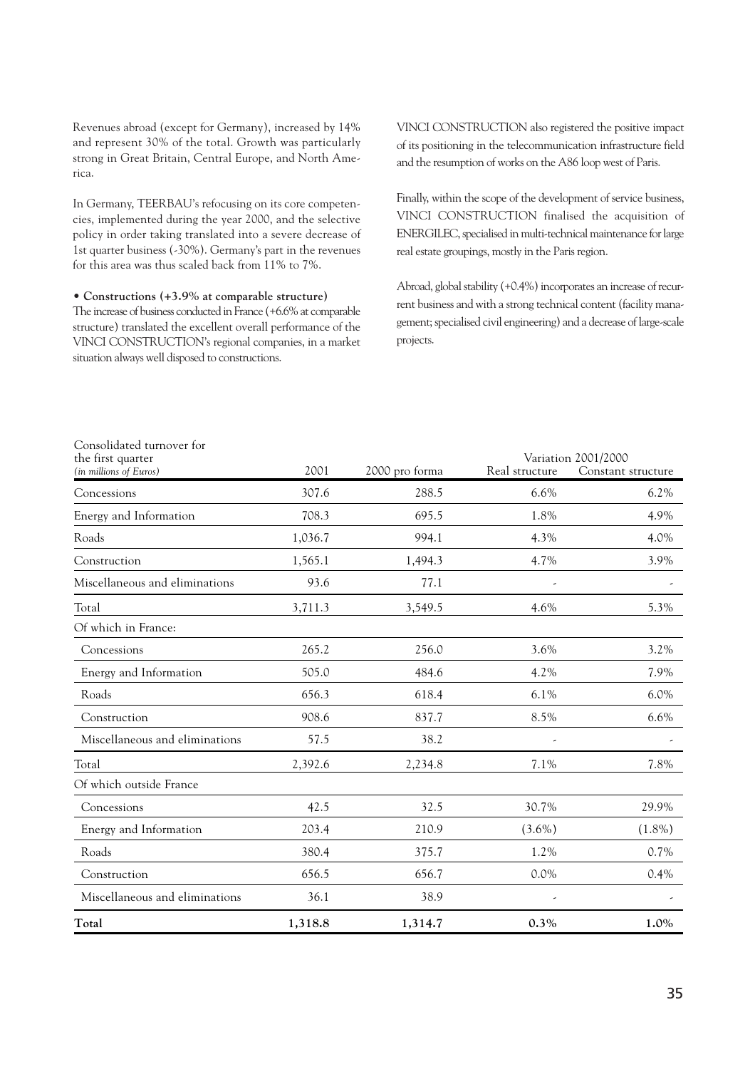Revenues abroad (except for Germany), increased by 14% and represent 30% of the total. Growth was particularly strong in Great Britain, Central Europe, and North America.

In Germany, TEERBAU's refocusing on its core competencies, implemented during the year 2000, and the selective policy in order taking translated into a severe decrease of 1st quarter business (-30%). Germany's part in the revenues for this area was thus scaled back from 11% to 7%.

• **Constructions (+3.9% at comparable structure)**

The increase of business conducted in France (+6.6% at comparable structure) translated the excellent overall performance of the VINCI CONSTRUCTION's regional companies, in a market situation always well disposed to constructions.

VINCI CONSTRUCTION also registered the positive impact of its positioning in the telecommunication infrastructure field and the resumption of works on the A86 loop west of Paris.

Finally, within the scope of the development of service business, VINCI CONSTRUCTION finalised the acquisition of ENERGILEC, specialised in multi-technical maintenance for large real estate groupings, mostly in the Paris region.

Abroad, global stability (+0.4%) incorporates an increase of recurrent business and with a strong technical content (facility management; specialised civil engineering) and a decrease of large-scale projects.

| Consolidated turnover for the first quarter *(in millions of Euros)* | 2001 | 2000 pro forma | Variation 2001/2000 | |
|---|---|---|---|---|
| | | | Real structure | Constant structure |
| Concessions | 307.6 | 288.5 | 6.6% | 6.2% |
| Energy and Information | 708.3 | 695.5 | 1.8% | 4.9% |
| Roads | 1,036.7 | 994.1 | 4.3% | 4.0% |
| Construction | 1,565.1 | 1,494.3 | 4.7% | 3.9% |
| Miscellaneous and eliminations | 93.6 | 77.1 | - | - |
| Total | 3,711.3 | 3,549.5 | 4.6% | 5.3% |
| Of which in France: | | | | |
| Concessions | 265.2 | 256.0 | 3.6% | 3.2% |
| Energy and Information | 505.0 | 484.6 | 4.2% | 7.9% |
| Roads | 656.3 | 618.4 | 6.1% | 6.0% |
| Construction | 908.6 | 837.7 | 8.5% | 6.6% |
| Miscellaneous and eliminations | 57.5 | 38.2 | - | - |
| Total | 2,392.6 | 2,234.8 | 7.1% | 7.8% |
| Of which outside France | | | | |
| Concessions | 42.5 | 32.5 | 30.7% | 29.9% |
| Energy and Information | 203.4 | 210.9 | (3.6%) | (1.8%) |
| Roads | 380.4 | 375.7 | 1.2% | 0.7% |
| Construction | 656.5 | 656.7 | 0.0% | 0.4% |
| Miscellaneous and eliminations | 36.1 | 38.9 | - | - |
| **Total** | **1,318.8** | **1,314.7** | **0.3%** | **1.0%** |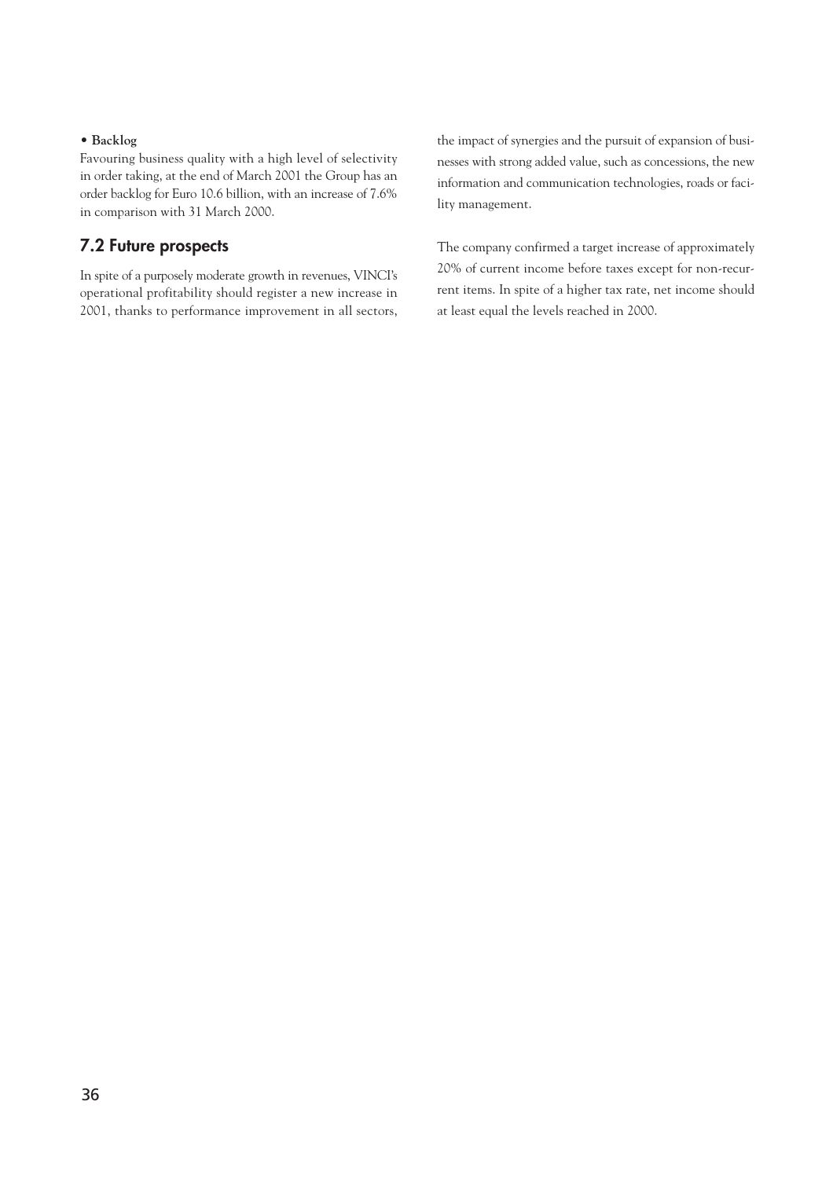**• Backlog**

Favouring business quality with a high level of selectivity in order taking, at the end of March 2001 the Group has an order backlog for Euro 10.6 billion, with an increase of 7.6% in comparison with 31 March 2000.

## 7.2 Future prospects

In spite of a purposely moderate growth in revenues, VINCI's operational profitability should register a new increase in 2001, thanks to performance improvement in all sectors, the impact of synergies and the pursuit of expansion of businesses with strong added value, such as concessions, the new information and communication technologies, roads or facility management.

The company confirmed a target increase of approximately 20% of current income before taxes except for non-recurrent items. In spite of a higher tax rate, net income should at least equal the levels reached in 2000.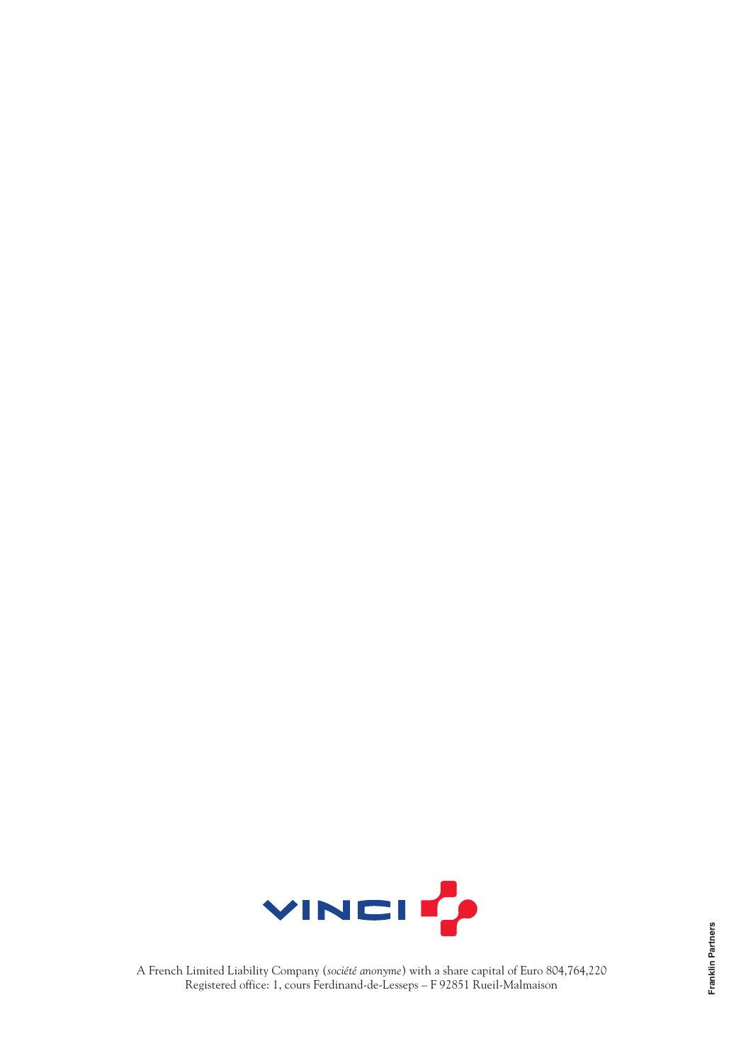A French Limited Liability Company (*société anonyme*) with a share capital of Euro 804,764,220
Registered office: 1, cours Ferdinand-de-Lesseps – F 92851 Rueil-Malmaison

Franklin Partners